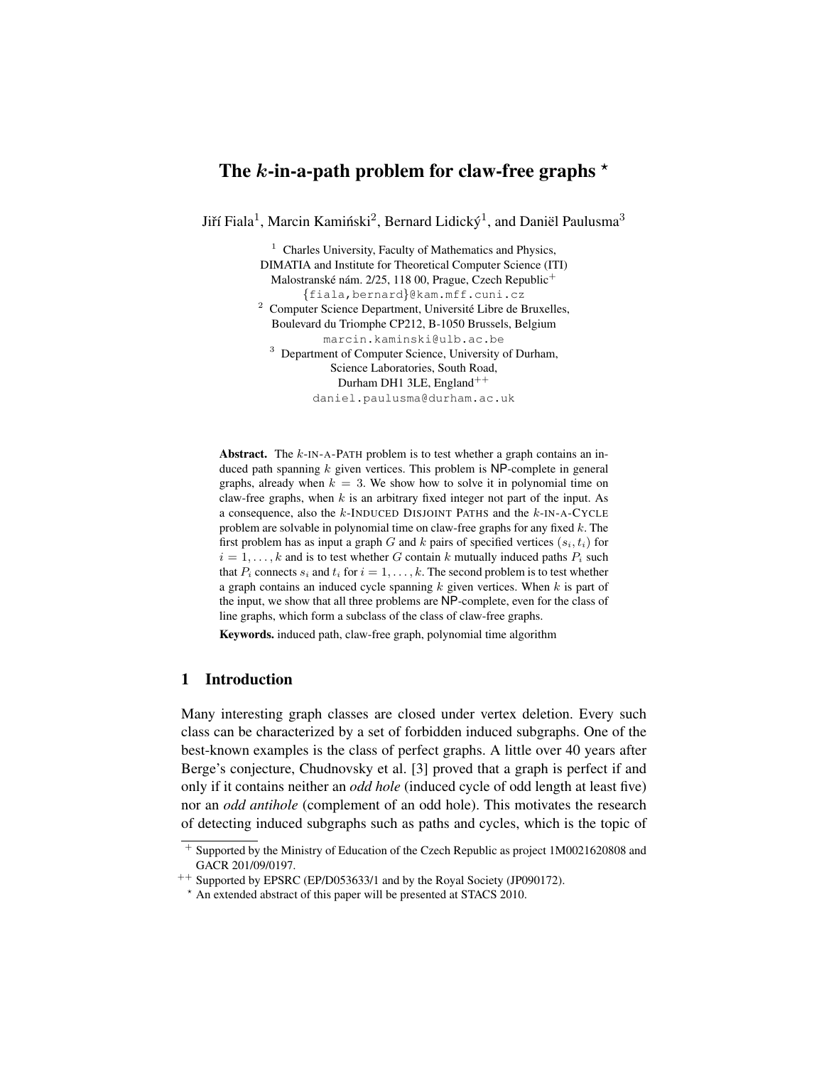# The $k$-in-a-path problem for claw-free graphs [⋆]

Jiří Fiala[1], Marcin Kamiński[2], Bernard Lidický[1], and Daniël Paulusma[3]

[1] Charles University, Faculty of Mathematics and Physics, DIMATIA and Institute for Theoretical Computer Science (ITI) Malostranské nám. 2/25, 118 00, Prague, Czech Republic[+]
{fiala,bernard}@kam.mff.cuni.cz

[2] Computer Science Department, Université Libre de Bruxelles, Boulevard du Triomphe CP212, B-1050 Brussels, Belgium
marcin.kaminski@ulb.ac.be

[3] Department of Computer Science, University of Durham, Science Laboratories, South Road, Durham DH1 3LE, England[++]
daniel.paulusma@durham.ac.uk

**Abstract.** The $k$-IN-A-PATH problem is to test whether a graph contains an induced path spanning $k$ given vertices. This problem is NP-complete in general graphs, already when $k = 3$. We show how to solve it in polynomial time on claw-free graphs, when $k$ is an arbitrary fixed integer not part of the input. As a consequence, also the $k$-INDUCED DISJOINT PATHS and the $k$-IN-A-CYCLE problem are solvable in polynomial time on claw-free graphs for any fixed $k$. The first problem has as input a graph $G$ and $k$ pairs of specified vertices $(s_i, t_i)$ for $i = 1, \ldots, k$ and is to test whether $G$ contain $k$ mutually induced paths $P_i$ such that $P_i$ connects $s_i$ and $t_i$ for $i = 1, \ldots, k$. The second problem is to test whether a graph contains an induced cycle spanning $k$ given vertices. When $k$ is part of the input, we show that all three problems are NP-complete, even for the class of line graphs, which form a subclass of the class of claw-free graphs.

**Keywords.** induced path, claw-free graph, polynomial time algorithm

## 1 Introduction

Many interesting graph classes are closed under vertex deletion. Every such class can be characterized by a set of forbidden induced subgraphs. One of the best-known examples is the class of perfect graphs. A little over 40 years after Berge's conjecture, Chudnovsky et al. [3] proved that a graph is perfect if and only if it contains neither an *odd hole* (induced cycle of odd length at least five) nor an *odd antihole* (complement of an odd hole). This motivates the research of detecting induced subgraphs such as paths and cycles, which is the topic of

[+] Supported by the Ministry of Education of the Czech Republic as project 1M0021620808 and GACR 201/09/0197.

[++] Supported by EPSRC (EP/D053633/1 and by the Royal Society (JP090172).

[⋆] An extended abstract of this paper will be presented at STACS 2010.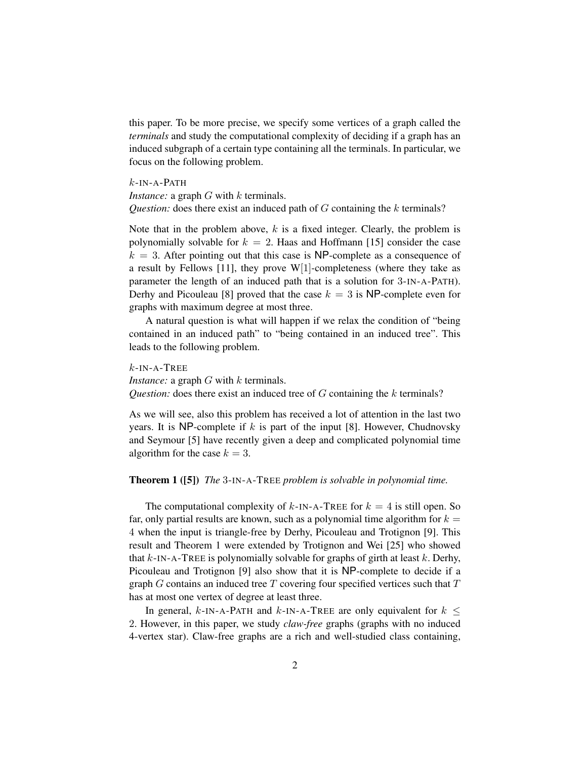this paper. To be more precise, we specify some vertices of a graph called the *terminals* and study the computational complexity of deciding if a graph has an induced subgraph of a certain type containing all the terminals. In particular, we focus on the following problem.

$k$-IN-A-PATH
*Instance:* a graph $G$ with $k$ terminals.
*Question:* does there exist an induced path of $G$ containing the $k$ terminals?

Note that in the problem above, $k$ is a fixed integer. Clearly, the problem is polynomially solvable for $k = 2$. Haas and Hoffmann [15] consider the case $k = 3$. After pointing out that this case is NP-complete as a consequence of a result by Fellows [11], they prove W[1]-completeness (where they take as parameter the length of an induced path that is a solution for 3-IN-A-PATH). Derhy and Picouleau [8] proved that the case $k = 3$ is NP-complete even for graphs with maximum degree at most three.

A natural question is what will happen if we relax the condition of "being contained in an induced path" to "being contained in an induced tree". This leads to the following problem.

$k$-IN-A-TREE
*Instance:* a graph $G$ with $k$ terminals.
*Question:* does there exist an induced tree of $G$ containing the $k$ terminals?

As we will see, also this problem has received a lot of attention in the last two years. It is NP-complete if $k$ is part of the input [8]. However, Chudnovsky and Seymour [5] have recently given a deep and complicated polynomial time algorithm for the case $k = 3$.

**Theorem 1 ([5])** *The* 3-IN-A-TREE *problem is solvable in polynomial time.*

The computational complexity of $k$-IN-A-TREE for $k = 4$ is still open. So far, only partial results are known, such as a polynomial time algorithm for $k = 4$ when the input is triangle-free by Derhy, Picouleau and Trotignon [9]. This result and Theorem 1 were extended by Trotignon and Wei [25] who showed that $k$-IN-A-TREE is polynomially solvable for graphs of girth at least $k$. Derhy, Picouleau and Trotignon [9] also show that it is NP-complete to decide if a graph $G$ contains an induced tree $T$ covering four specified vertices such that $T$ has at most one vertex of degree at least three.

In general, $k$-IN-A-PATH and $k$-IN-A-TREE are only equivalent for $k \leq 2$. However, in this paper, we study *claw-free* graphs (graphs with no induced 4-vertex star). Claw-free graphs are a rich and well-studied class containing,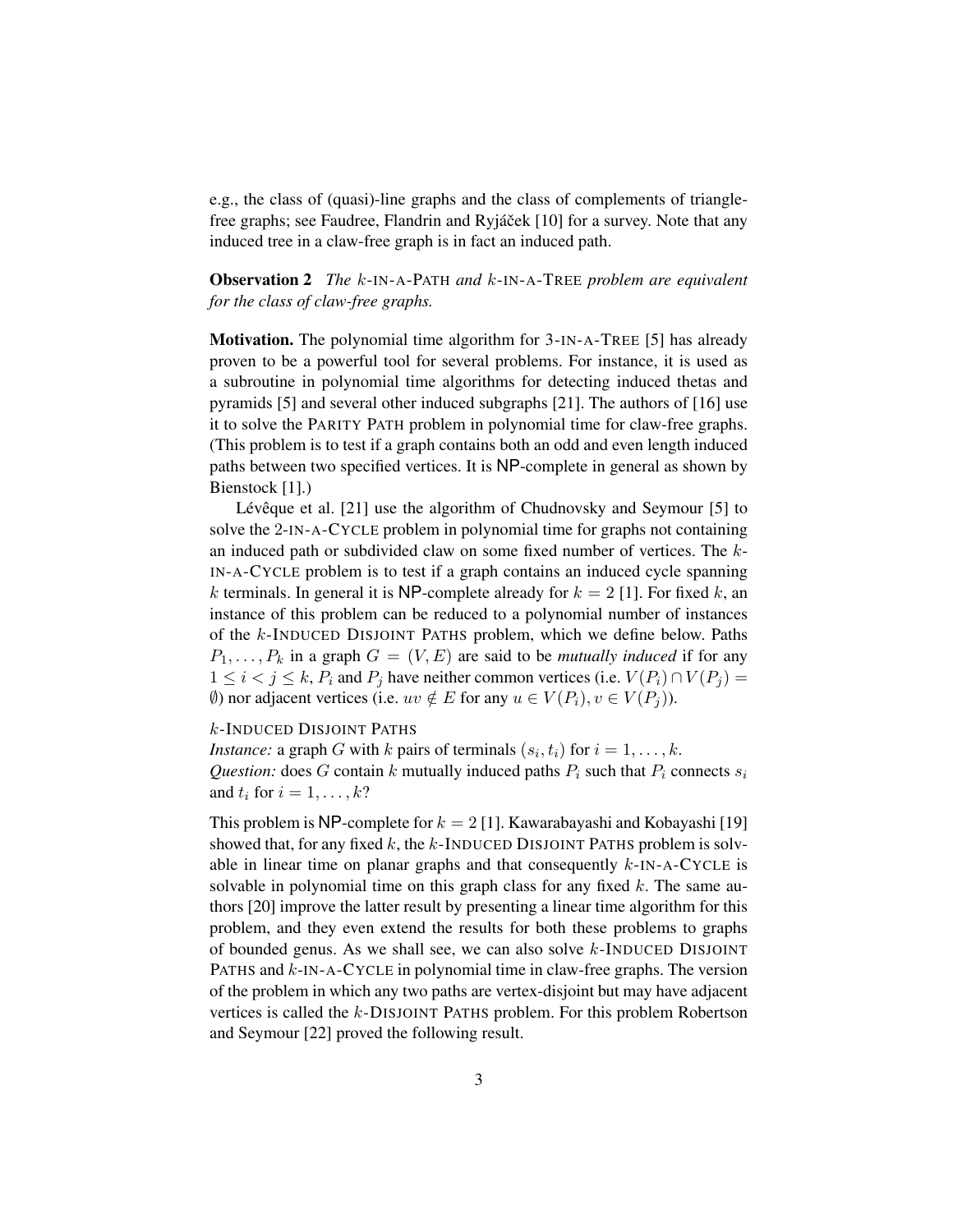e.g., the class of (quasi)-line graphs and the class of complements of triangle-free graphs; see Faudree, Flandrin and Ryjáček [10] for a survey. Note that any induced tree in a claw-free graph is in fact an induced path.

**Observation 2** *The $k$-*IN-A-PATH *and $k$-*IN-A-TREE *problem are equivalent for the class of claw-free graphs.*

**Motivation.** The polynomial time algorithm for 3-IN-A-TREE [5] has already proven to be a powerful tool for several problems. For instance, it is used as a subroutine in polynomial time algorithms for detecting induced thetas and pyramids [5] and several other induced subgraphs [21]. The authors of [16] use it to solve the PARITY PATH problem in polynomial time for claw-free graphs. (This problem is to test if a graph contains both an odd and even length induced paths between two specified vertices. It is NP-complete in general as shown by Bienstock [1].)

Lévêque et al. [21] use the algorithm of Chudnovsky and Seymour [5] to solve the 2-IN-A-CYCLE problem in polynomial time for graphs not containing an induced path or subdivided claw on some fixed number of vertices. The $k$-IN-A-CYCLE problem is to test if a graph contains an induced cycle spanning $k$ terminals. In general it is NP-complete already for $k = 2$ [1]. For fixed $k$, an instance of this problem can be reduced to a polynomial number of instances of the $k$-INDUCED DISJOINT PATHS problem, which we define below. Paths $P_1, \ldots, P_k$ in a graph $G = (V, E)$ are said to be *mutually induced* if for any $1 \leq i < j \leq k$, $P_i$ and $P_j$ have neither common vertices (i.e. $V(P_i) \cap V(P_j) = \emptyset$) nor adjacent vertices (i.e. $uv \notin E$ for any $u \in V(P_i), v \in V(P_j)$).

$k$-INDUCED DISJOINT PATHS
*Instance:* a graph $G$ with $k$ pairs of terminals $(s_i, t_i)$ for $i = 1, \ldots, k$.
*Question:* does $G$ contain $k$ mutually induced paths $P_i$ such that $P_i$ connects $s_i$ and $t_i$ for $i = 1, \ldots, k$?

This problem is NP-complete for $k = 2$ [1]. Kawarabayashi and Kobayashi [19] showed that, for any fixed $k$, the $k$-INDUCED DISJOINT PATHS problem is solvable in linear time on planar graphs and that consequently $k$-IN-A-CYCLE is solvable in polynomial time on this graph class for any fixed $k$. The same authors [20] improve the latter result by presenting a linear time algorithm for this problem, and they even extend the results for both these problems to graphs of bounded genus. As we shall see, we can also solve $k$-INDUCED DISJOINT PATHS and $k$-IN-A-CYCLE in polynomial time in claw-free graphs. The version of the problem in which any two paths are vertex-disjoint but may have adjacent vertices is called the $k$-DISJOINT PATHS problem. For this problem Robertson and Seymour [22] proved the following result.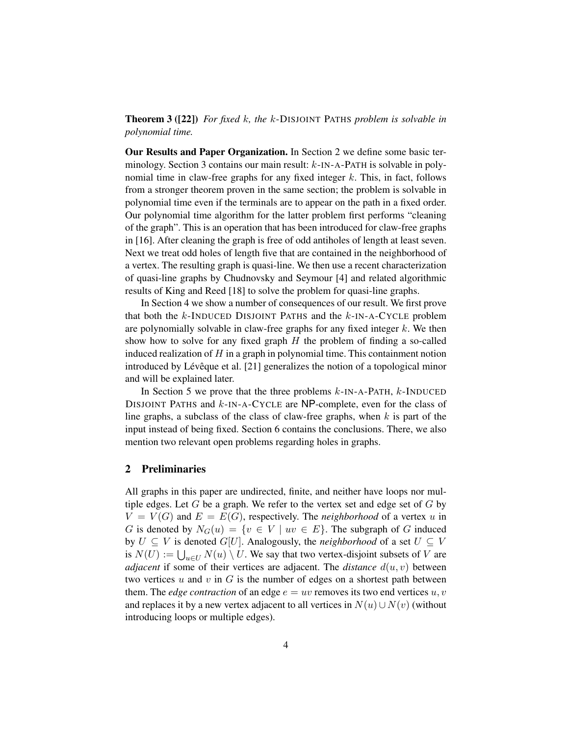**Theorem 3 ([22])** *For fixed $k$, the $k$-Disjoint Paths problem is solvable in polynomial time.*

**Our Results and Paper Organization.** In Section 2 we define some basic terminology. Section 3 contains our main result: $k$-in-a-Path is solvable in polynomial time in claw-free graphs for any fixed integer $k$. This, in fact, follows from a stronger theorem proven in the same section; the problem is solvable in polynomial time even if the terminals are to appear on the path in a fixed order. Our polynomial time algorithm for the latter problem first performs "cleaning of the graph". This is an operation that has been introduced for claw-free graphs in [16]. After cleaning the graph is free of odd antiholes of length at least seven. Next we treat odd holes of length five that are contained in the neighborhood of a vertex. The resulting graph is quasi-line. We then use a recent characterization of quasi-line graphs by Chudnovsky and Seymour [4] and related algorithmic results of King and Reed [18] to solve the problem for quasi-line graphs.

In Section 4 we show a number of consequences of our result. We first prove that both the $k$-Induced Disjoint Paths and the $k$-in-a-Cycle problem are polynomially solvable in claw-free graphs for any fixed integer $k$. We then show how to solve for any fixed graph $H$ the problem of finding a so-called induced realization of $H$ in a graph in polynomial time. This containment notion introduced by Lévêque et al. [21] generalizes the notion of a topological minor and will be explained later.

In Section 5 we prove that the three problems $k$-in-a-Path, $k$-Induced Disjoint Paths and $k$-in-a-Cycle are NP-complete, even for the class of line graphs, a subclass of the class of claw-free graphs, when $k$ is part of the input instead of being fixed. Section 6 contains the conclusions. There, we also mention two relevant open problems regarding holes in graphs.

## 2 Preliminaries

All graphs in this paper are undirected, finite, and neither have loops nor multiple edges. Let $G$ be a graph. We refer to the vertex set and edge set of $G$ by $V = V(G)$ and $E = E(G)$, respectively. The *neighborhood* of a vertex $u$ in $G$ is denoted by $N_G(u) = \{v \in V \mid uv \in E\}$. The subgraph of $G$ induced by $U \subseteq V$ is denoted $G[U]$. Analogously, the *neighborhood* of a set $U \subseteq V$ is $N(U) := \bigcup_{u \in U} N(u) \setminus U$. We say that two vertex-disjoint subsets of $V$ are *adjacent* if some of their vertices are adjacent. The *distance* $d(u, v)$ between two vertices $u$ and $v$ in $G$ is the number of edges on a shortest path between them. The *edge contraction* of an edge $e = uv$ removes its two end vertices $u, v$ and replaces it by a new vertex adjacent to all vertices in $N(u) \cup N(v)$ (without introducing loops or multiple edges).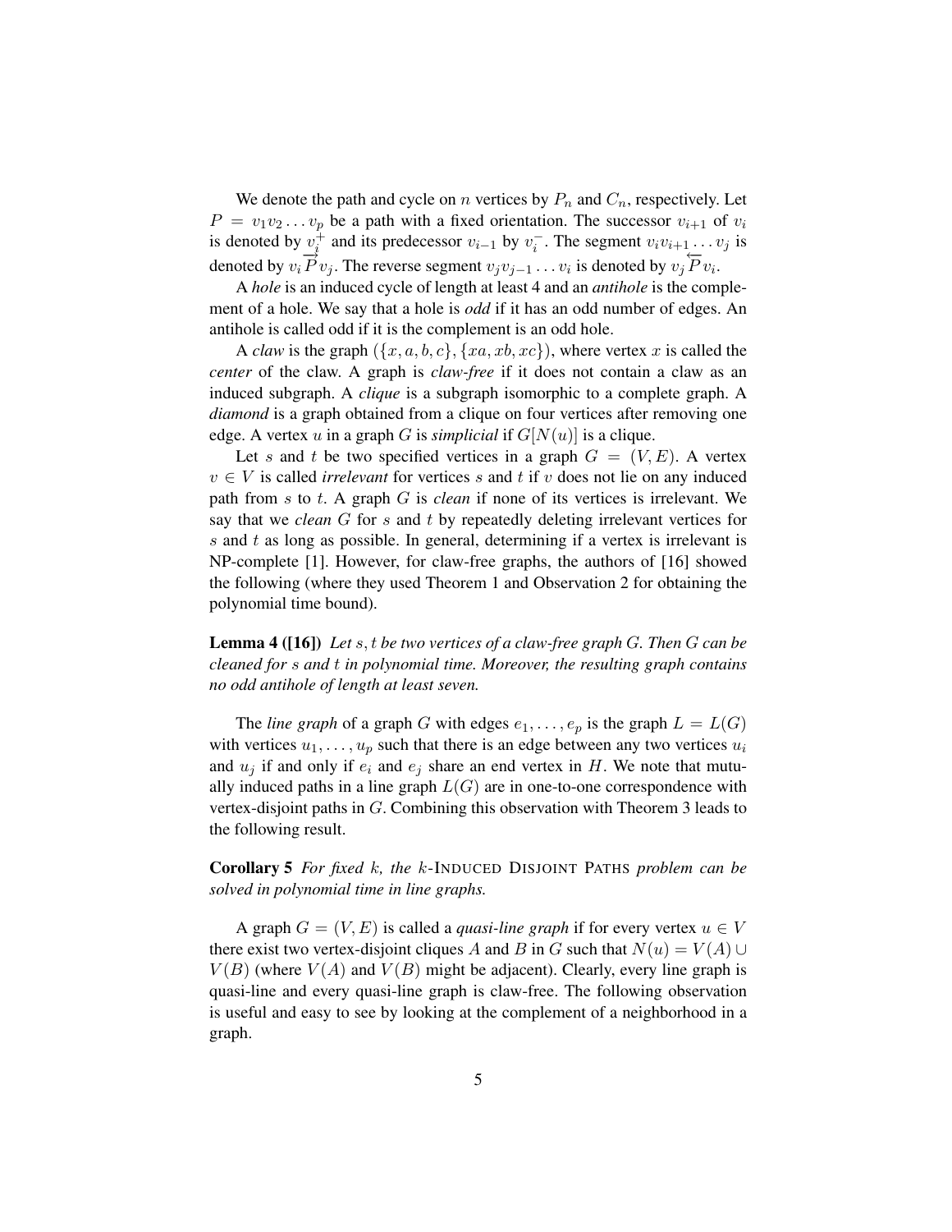We denote the path and cycle on $n$ vertices by $P_n$ and $C_n$, respectively. Let $P = v_1v_2 \dots v_p$ be a path with a fixed orientation. The successor $v_{i+1}$ of $v_i$ is denoted by $v_i^+$ and its predecessor $v_{i-1}$ by $v_i^-$. The segment $v_iv_{i+1}\dots v_j$ is denoted by $v_i\overrightarrow{P}v_j$. The reverse segment $v_jv_{j-1}\dots v_i$ is denoted by $v_j\overleftarrow{P}v_i$.

A *hole* is an induced cycle of length at least 4 and an *antihole* is the complement of a hole. We say that a hole is *odd* if it has an odd number of edges. An antihole is called odd if it is the complement is an odd hole.

A *claw* is the graph $(\{x, a, b, c\}, \{xa, xb, xc\})$, where vertex $x$ is called the *center* of the claw. A graph is *claw-free* if it does not contain a claw as an induced subgraph. A *clique* is a subgraph isomorphic to a complete graph. A *diamond* is a graph obtained from a clique on four vertices after removing one edge. A vertex $u$ in a graph $G$ is *simplicial* if $G[N(u)]$ is a clique.

Let $s$ and $t$ be two specified vertices in a graph $G = (V, E)$. A vertex $v \in V$ is called *irrelevant* for vertices $s$ and $t$ if $v$ does not lie on any induced path from $s$ to $t$. A graph $G$ is *clean* if none of its vertices is irrelevant. We say that we *clean* $G$ for $s$ and $t$ by repeatedly deleting irrelevant vertices for $s$ and $t$ as long as possible. In general, determining if a vertex is irrelevant is NP-complete [1]. However, for claw-free graphs, the authors of [16] showed the following (where they used Theorem 1 and Observation 2 for obtaining the polynomial time bound).

**Lemma 4 ([16])** *Let $s, t$ be two vertices of a claw-free graph $G$. Then $G$ can be cleaned for $s$ and $t$ in polynomial time. Moreover, the resulting graph contains no odd antihole of length at least seven.*

The *line graph* of a graph $G$ with edges $e_1, \dots, e_p$ is the graph $L = L(G)$ with vertices $u_1, \dots, u_p$ such that there is an edge between any two vertices $u_i$ and $u_j$ if and only if $e_i$ and $e_j$ share an end vertex in $H$. We note that mutually induced paths in a line graph $L(G)$ are in one-to-one correspondence with vertex-disjoint paths in $G$. Combining this observation with Theorem 3 leads to the following result.

**Corollary 5** *For fixed $k$, the $k$-*Induced Disjoint Paths *problem can be solved in polynomial time in line graphs.*

A graph $G = (V, E)$ is called a *quasi-line graph* if for every vertex $u \in V$ there exist two vertex-disjoint cliques $A$ and $B$ in $G$ such that $N(u) = V(A) \cup V(B)$ (where $V(A)$ and $V(B)$ might be adjacent). Clearly, every line graph is quasi-line and every quasi-line graph is claw-free. The following observation is useful and easy to see by looking at the complement of a neighborhood in a graph.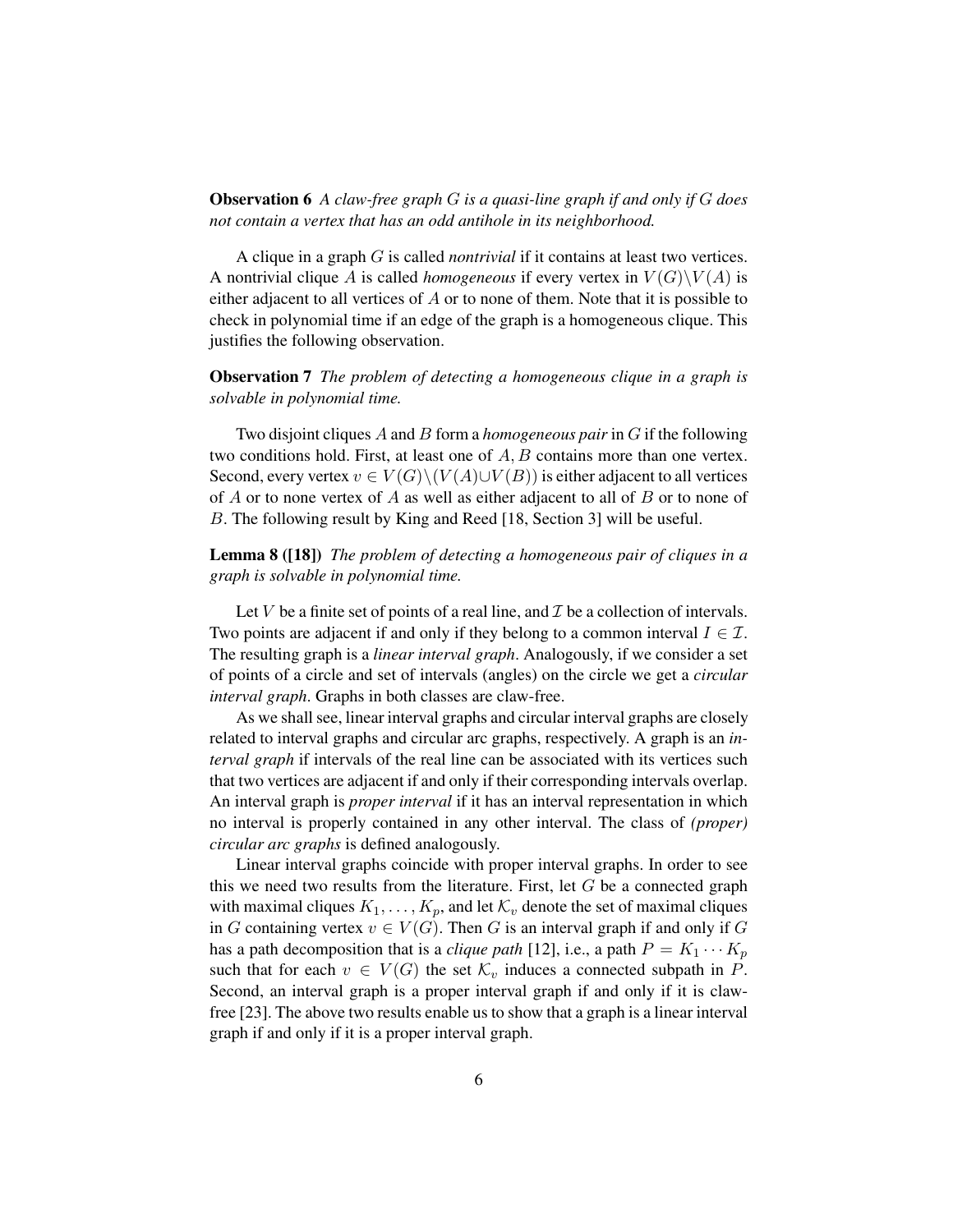**Observation 6** *A claw-free graph $G$ is a quasi-line graph if and only if $G$ does not contain a vertex that has an odd antihole in its neighborhood.*

A clique in a graph $G$ is called *nontrivial* if it contains at least two vertices. A nontrivial clique $A$ is called *homogeneous* if every vertex in $V(G)\backslash V(A)$ is either adjacent to all vertices of $A$ or to none of them. Note that it is possible to check in polynomial time if an edge of the graph is a homogeneous clique. This justifies the following observation.

**Observation 7** *The problem of detecting a homogeneous clique in a graph is solvable in polynomial time.*

Two disjoint cliques $A$ and $B$ form a *homogeneous pair* in $G$ if the following two conditions hold. First, at least one of $A, B$ contains more than one vertex. Second, every vertex $v \in V(G)\backslash(V(A) \cup V(B))$ is either adjacent to all vertices of $A$ or to none vertex of $A$ as well as either adjacent to all of $B$ or to none of $B$. The following result by King and Reed [18, Section 3] will be useful.

**Lemma 8 ([18])** *The problem of detecting a homogeneous pair of cliques in a graph is solvable in polynomial time.*

Let $V$ be a finite set of points of a real line, and $\mathcal{I}$ be a collection of intervals. Two points are adjacent if and only if they belong to a common interval $I \in \mathcal{I}$. The resulting graph is a *linear interval graph*. Analogously, if we consider a set of points of a circle and set of intervals (angles) on the circle we get a *circular interval graph*. Graphs in both classes are claw-free.

As we shall see, linear interval graphs and circular interval graphs are closely related to interval graphs and circular arc graphs, respectively. A graph is an *interval graph* if intervals of the real line can be associated with its vertices such that two vertices are adjacent if and only if their corresponding intervals overlap. An interval graph is *proper interval* if it has an interval representation in which no interval is properly contained in any other interval. The class of *(proper) circular arc graphs* is defined analogously.

Linear interval graphs coincide with proper interval graphs. In order to see this we need two results from the literature. First, let $G$ be a connected graph with maximal cliques $K_1, \ldots, K_p$, and let $\mathcal{K}_v$ denote the set of maximal cliques in $G$ containing vertex $v \in V(G)$. Then $G$ is an interval graph if and only if $G$ has a path decomposition that is a *clique path* [12], i.e., a path $P = K_1 \cdots K_p$ such that for each $v \in V(G)$ the set $\mathcal{K}_v$ induces a connected subpath in $P$. Second, an interval graph is a proper interval graph if and only if it is claw-free [23]. The above two results enable us to show that a graph is a linear interval graph if and only if it is a proper interval graph.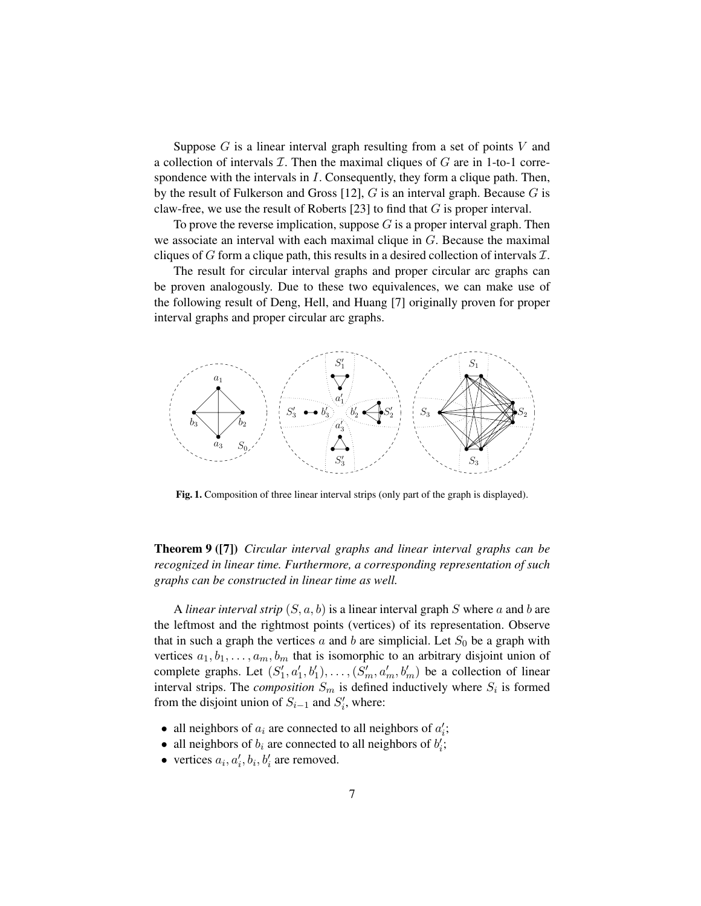Suppose $G$ is a linear interval graph resulting from a set of points $V$ and a collection of intervals $\mathcal{I}$. Then the maximal cliques of $G$ are in 1-to-1 correspondence with the intervals in $I$. Consequently, they form a clique path. Then, by the result of Fulkerson and Gross [12], $G$ is an interval graph. Because $G$ is claw-free, we use the result of Roberts [23] to find that $G$ is proper interval.

To prove the reverse implication, suppose $G$ is a proper interval graph. Then we associate an interval with each maximal clique in $G$. Because the maximal cliques of $G$ form a clique path, this results in a desired collection of intervals $\mathcal{I}$.

The result for circular interval graphs and proper circular arc graphs can be proven analogously. Due to these two equivalences, we can make use of the following result of Deng, Hell, and Huang [7] originally proven for proper interval graphs and proper circular arc graphs.

**Fig. 1.** Composition of three linear interval strips (only part of the graph is displayed).

**Theorem 9 ([7])** *Circular interval graphs and linear interval graphs can be recognized in linear time. Furthermore, a corresponding representation of such graphs can be constructed in linear time as well.*

A *linear interval strip* $(S, a, b)$ is a linear interval graph $S$ where $a$ and $b$ are the leftmost and the rightmost points (vertices) of its representation. Observe that in such a graph the vertices $a$ and $b$ are simplicial. Let $S_0$ be a graph with vertices $a_1, b_1, \ldots, a_m, b_m$ that is isomorphic to an arbitrary disjoint union of complete graphs. Let $(S'_1, a'_1, b'_1), \ldots, (S'_m, a'_m, b'_m)$ be a collection of linear interval strips. The *composition* $S_m$ is defined inductively where $S_i$ is formed from the disjoint union of $S_{i-1}$ and $S'_i$, where:

- all neighbors of $a_i$ are connected to all neighbors of $a'_i$;
- all neighbors of $b_i$ are connected to all neighbors of $b'_i$;
- vertices $a_i, a'_i, b_i, b'_i$ are removed.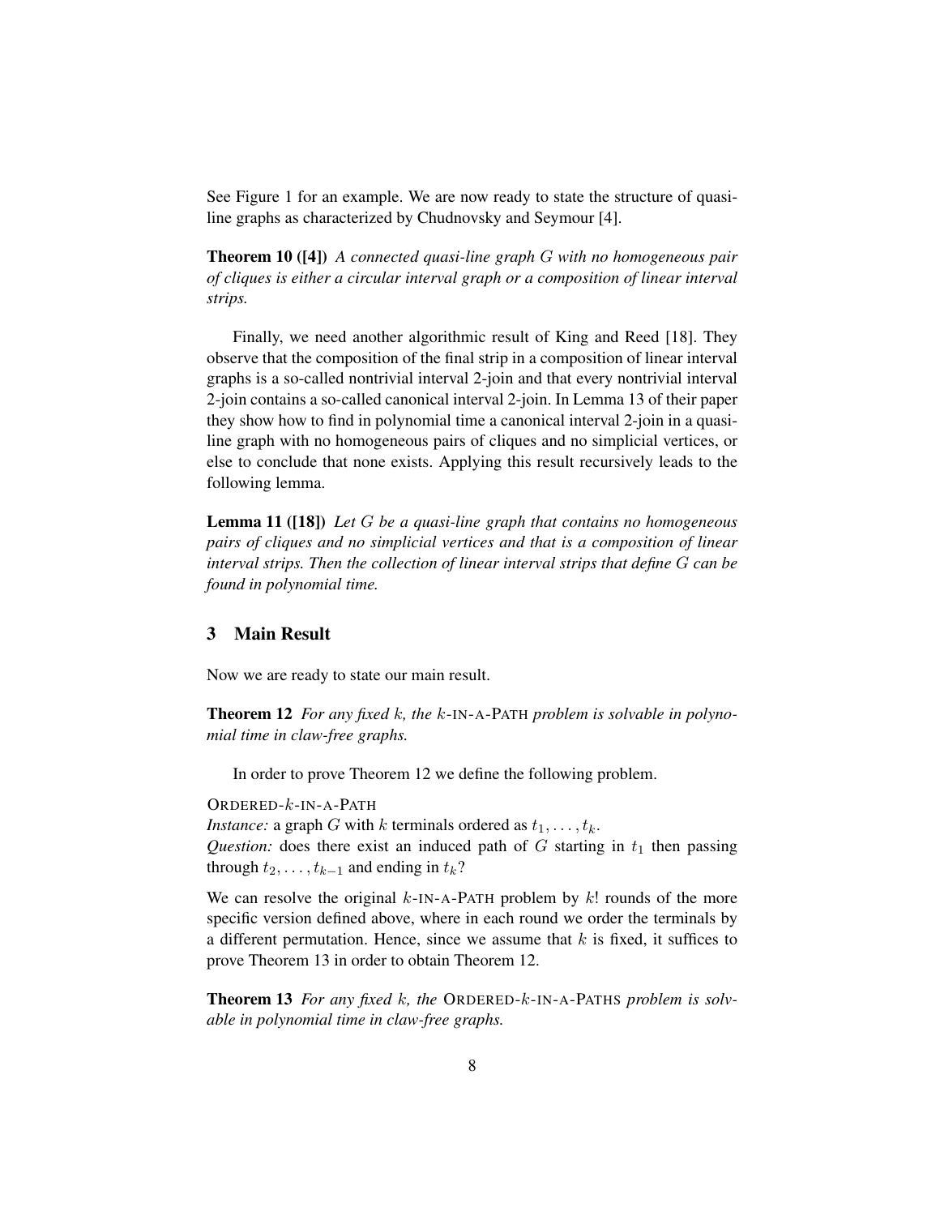See Figure 1 for an example. We are now ready to state the structure of quasi-line graphs as characterized by Chudnovsky and Seymour [4].

**Theorem 10 ([4])** *A connected quasi-line graph $G$ with no homogeneous pair of cliques is either a circular interval graph or a composition of linear interval strips.*

Finally, we need another algorithmic result of King and Reed [18]. They observe that the composition of the final strip in a composition of linear interval graphs is a so-called nontrivial interval 2-join and that every nontrivial interval 2-join contains a so-called canonical interval 2-join. In Lemma 13 of their paper they show how to find in polynomial time a canonical interval 2-join in a quasi-line graph with no homogeneous pairs of cliques and no simplicial vertices, or else to conclude that none exists. Applying this result recursively leads to the following lemma.

**Lemma 11 ([18])** *Let $G$ be a quasi-line graph that contains no homogeneous pairs of cliques and no simplicial vertices and that is a composition of linear interval strips. Then the collection of linear interval strips that define $G$ can be found in polynomial time.*

## 3 Main Result

Now we are ready to state our main result.

**Theorem 12** *For any fixed $k$, the $k$-IN-A-PATH problem is solvable in polynomial time in claw-free graphs.*

In order to prove Theorem 12 we define the following problem.

ORDERED-$k$-IN-A-PATH
*Instance:* a graph $G$ with $k$ terminals ordered as $t_1, \ldots, t_k$.
*Question:* does there exist an induced path of $G$ starting in $t_1$ then passing through $t_2, \ldots, t_{k-1}$ and ending in $t_k$?

We can resolve the original $k$-IN-A-PATH problem by $k!$ rounds of the more specific version defined above, where in each round we order the terminals by a different permutation. Hence, since we assume that $k$ is fixed, it suffices to prove Theorem 13 in order to obtain Theorem 12.

**Theorem 13** *For any fixed $k$, the ORDERED-$k$-IN-A-PATHS problem is solvable in polynomial time in claw-free graphs.*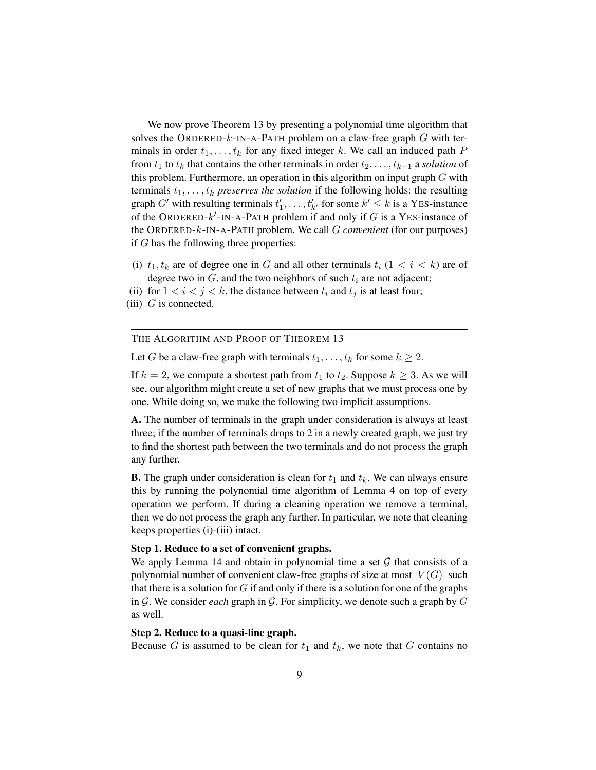We now prove Theorem 13 by presenting a polynomial time algorithm that solves the ORDERED-$k$-IN-A-PATH problem on a claw-free graph $G$ with terminals in order $t_1, \ldots, t_k$ for any fixed integer $k$. We call an induced path $P$ from $t_1$ to $t_k$ that contains the other terminals in order $t_2, \ldots, t_{k-1}$ a *solution* of this problem. Furthermore, an operation in this algorithm on input graph $G$ with terminals $t_1, \ldots, t_k$ *preserves the solution* if the following holds: the resulting graph $G'$ with resulting terminals $t'_1, \ldots, t'_{k'}$ for some $k' \leq k$ is a YES-instance of the ORDERED-$k'$-IN-A-PATH problem if and only if $G$ is a YES-instance of the ORDERED-$k$-IN-A-PATH problem. We call $G$ *convenient* (for our purposes) if $G$ has the following three properties:

(i) $t_1, t_k$ are of degree one in $G$ and all other terminals $t_i$ ($1 < i < k$) are of degree two in $G$, and the two neighbors of such $t_i$ are not adjacent;
(ii) for $1 < i < j < k$, the distance between $t_i$ and $t_j$ is at least four;
(iii) $G$ is connected.

---

THE ALGORITHM AND PROOF OF THEOREM 13

Let $G$ be a claw-free graph with terminals $t_1, \ldots, t_k$ for some $k \geq 2$.

If $k = 2$, we compute a shortest path from $t_1$ to $t_2$. Suppose $k \geq 3$. As we will see, our algorithm might create a set of new graphs that we must process one by one. While doing so, we make the following two implicit assumptions.

**A.** The number of terminals in the graph under consideration is always at least three; if the number of terminals drops to 2 in a newly created graph, we just try to find the shortest path between the two terminals and do not process the graph any further.

**B.** The graph under consideration is clean for $t_1$ and $t_k$. We can always ensure this by running the polynomial time algorithm of Lemma 4 on top of every operation we perform. If during a cleaning operation we remove a terminal, then we do not process the graph any further. In particular, we note that cleaning keeps properties (i)-(iii) intact.

**Step 1. Reduce to a set of convenient graphs.**
We apply Lemma 14 and obtain in polynomial time a set $\mathcal{G}$ that consists of a polynomial number of convenient claw-free graphs of size at most $|V(G)|$ such that there is a solution for $G$ if and only if there is a solution for one of the graphs in $\mathcal{G}$. We consider *each* graph in $\mathcal{G}$. For simplicity, we denote such a graph by $G$ as well.

**Step 2. Reduce to a quasi-line graph.**
Because $G$ is assumed to be clean for $t_1$ and $t_k$, we note that $G$ contains no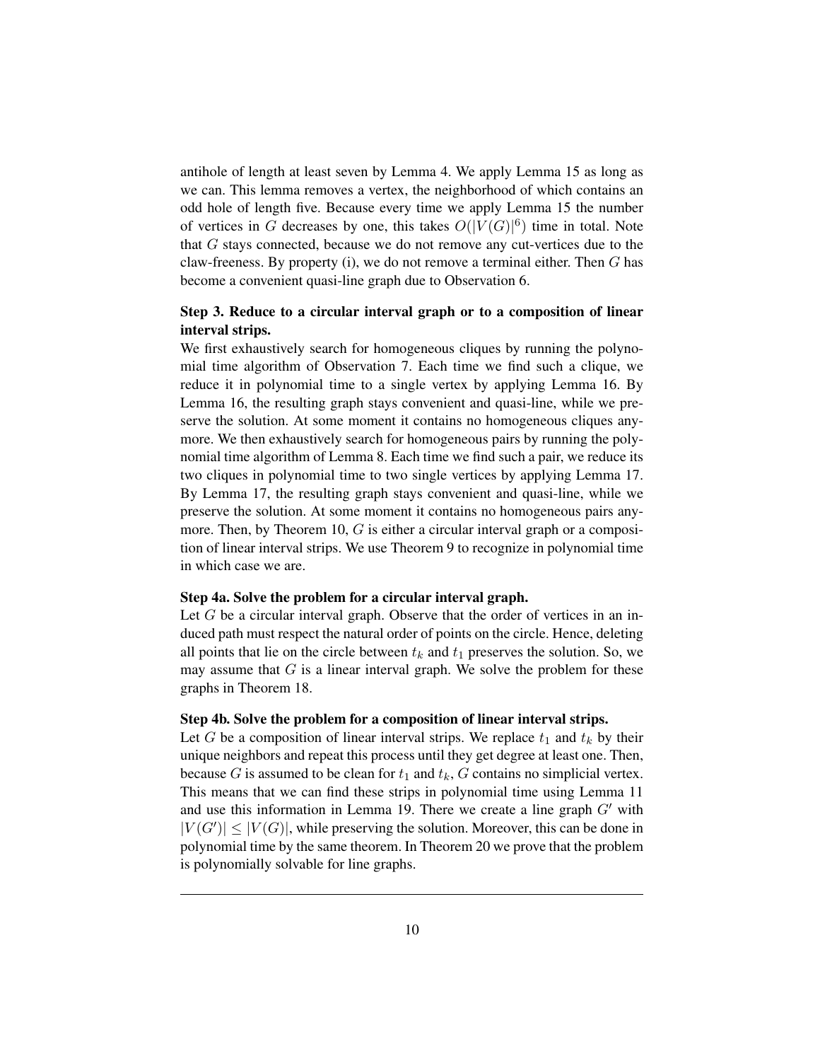antihole of length at least seven by Lemma 4. We apply Lemma 15 as long as we can. This lemma removes a vertex, the neighborhood of which contains an odd hole of length five. Because every time we apply Lemma 15 the number of vertices in $G$ decreases by one, this takes $O(|V(G)|^6)$ time in total. Note that $G$ stays connected, because we do not remove any cut-vertices due to the claw-freeness. By property (i), we do not remove a terminal either. Then $G$ has become a convenient quasi-line graph due to Observation 6.

**Step 3. Reduce to a circular interval graph or to a composition of linear interval strips.**

We first exhaustively search for homogeneous cliques by running the polynomial time algorithm of Observation 7. Each time we find such a clique, we reduce it in polynomial time to a single vertex by applying Lemma 16. By Lemma 16, the resulting graph stays convenient and quasi-line, while we preserve the solution. At some moment it contains no homogeneous cliques anymore. We then exhaustively search for homogeneous pairs by running the polynomial time algorithm of Lemma 8. Each time we find such a pair, we reduce its two cliques in polynomial time to two single vertices by applying Lemma 17. By Lemma 17, the resulting graph stays convenient and quasi-line, while we preserve the solution. At some moment it contains no homogeneous pairs anymore. Then, by Theorem 10, $G$ is either a circular interval graph or a composition of linear interval strips. We use Theorem 9 to recognize in polynomial time in which case we are.

**Step 4a. Solve the problem for a circular interval graph.**

Let $G$ be a circular interval graph. Observe that the order of vertices in an induced path must respect the natural order of points on the circle. Hence, deleting all points that lie on the circle between $t_k$ and $t_1$ preserves the solution. So, we may assume that $G$ is a linear interval graph. We solve the problem for these graphs in Theorem 18.

**Step 4b. Solve the problem for a composition of linear interval strips.**

Let $G$ be a composition of linear interval strips. We replace $t_1$ and $t_k$ by their unique neighbors and repeat this process until they get degree at least one. Then, because $G$ is assumed to be clean for $t_1$ and $t_k$, $G$ contains no simplicial vertex. This means that we can find these strips in polynomial time using Lemma 11 and use this information in Lemma 19. There we create a line graph $G'$ with $|V(G')| \leq |V(G)|$, while preserving the solution. Moreover, this can be done in polynomial time by the same theorem. In Theorem 20 we prove that the problem is polynomially solvable for line graphs.

---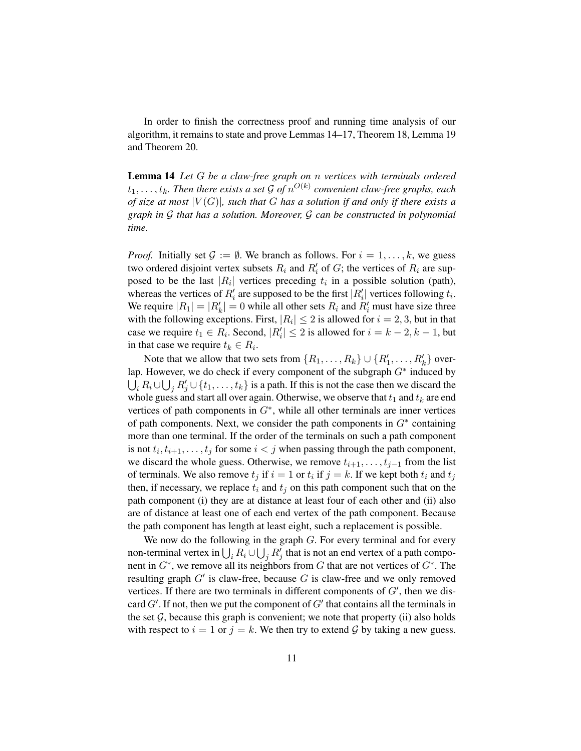In order to finish the correctness proof and running time analysis of our algorithm, it remains to state and prove Lemmas 14–17, Theorem 18, Lemma 19 and Theorem 20.

**Lemma 14** *Let $G$ be a claw-free graph on $n$ vertices with terminals ordered $t_1, \ldots, t_k$. Then there exists a set $\mathcal{G}$ of $n^{O(k)}$ convenient claw-free graphs, each of size at most $|V(G)|$, such that $G$ has a solution if and only if there exists a graph in $\mathcal{G}$ that has a solution. Moreover, $\mathcal{G}$ can be constructed in polynomial time.*

*Proof.* Initially set $\mathcal{G} := \emptyset$. We branch as follows. For $i = 1, \ldots, k$, we guess two ordered disjoint vertex subsets $R_i$ and $R'_i$ of $G$; the vertices of $R_i$ are supposed to be the last $|R_i|$ vertices preceding $t_i$ in a possible solution (path), whereas the vertices of $R'_i$ are supposed to be the first $|R'_i|$ vertices following $t_i$. We require $|R_1| = |R'_k| = 0$ while all other sets $R_i$ and $R'_i$ must have size three with the following exceptions. First, $|R_i| \leq 2$ is allowed for $i = 2, 3$, but in that case we require $t_1 \in R_i$. Second, $|R'_i| \leq 2$ is allowed for $i = k-2, k-1$, but in that case we require $t_k \in R_i$.

Note that we allow that two sets from $\{R_1, \ldots, R_k\} \cup \{R'_1, \ldots, R'_k\}$ overlap. However, we do check if every component of the subgraph $G^*$ induced by $\bigcup_i R_i \cup \bigcup_j R'_j \cup \{t_1, \ldots, t_k\}$ is a path. If this is not the case then we discard the whole guess and start all over again. Otherwise, we observe that $t_1$ and $t_k$ are end vertices of path components in $G^*$, while all other terminals are inner vertices of path components. Next, we consider the path components in $G^*$ containing more than one terminal. If the order of the terminals on such a path component is not $t_i, t_{i+1}, \ldots, t_j$ for some $i < j$ when passing through the path component, we discard the whole guess. Otherwise, we remove $t_{i+1}, \ldots, t_{j-1}$ from the list of terminals. We also remove $t_j$ if $i = 1$ or $t_i$ if $j = k$. If we kept both $t_i$ and $t_j$ then, if necessary, we replace $t_i$ and $t_j$ on this path component such that on the path component (i) they are at distance at least four of each other and (ii) also are of distance at least one of each end vertex of the path component. Because the path component has length at least eight, such a replacement is possible.

We now do the following in the graph $G$. For every terminal and for every non-terminal vertex in $\bigcup_i R_i \cup \bigcup_j R'_j$ that is not an end vertex of a path component in $G^*$, we remove all its neighbors from $G$ that are not vertices of $G^*$. The resulting graph $G'$ is claw-free, because $G$ is claw-free and we only removed vertices. If there are two terminals in different components of $G'$, then we discard $G'$. If not, then we put the component of $G'$ that contains all the terminals in the set $\mathcal{G}$, because this graph is convenient; we note that property (ii) also holds with respect to $i = 1$ or $j = k$. We then try to extend $\mathcal{G}$ by taking a new guess.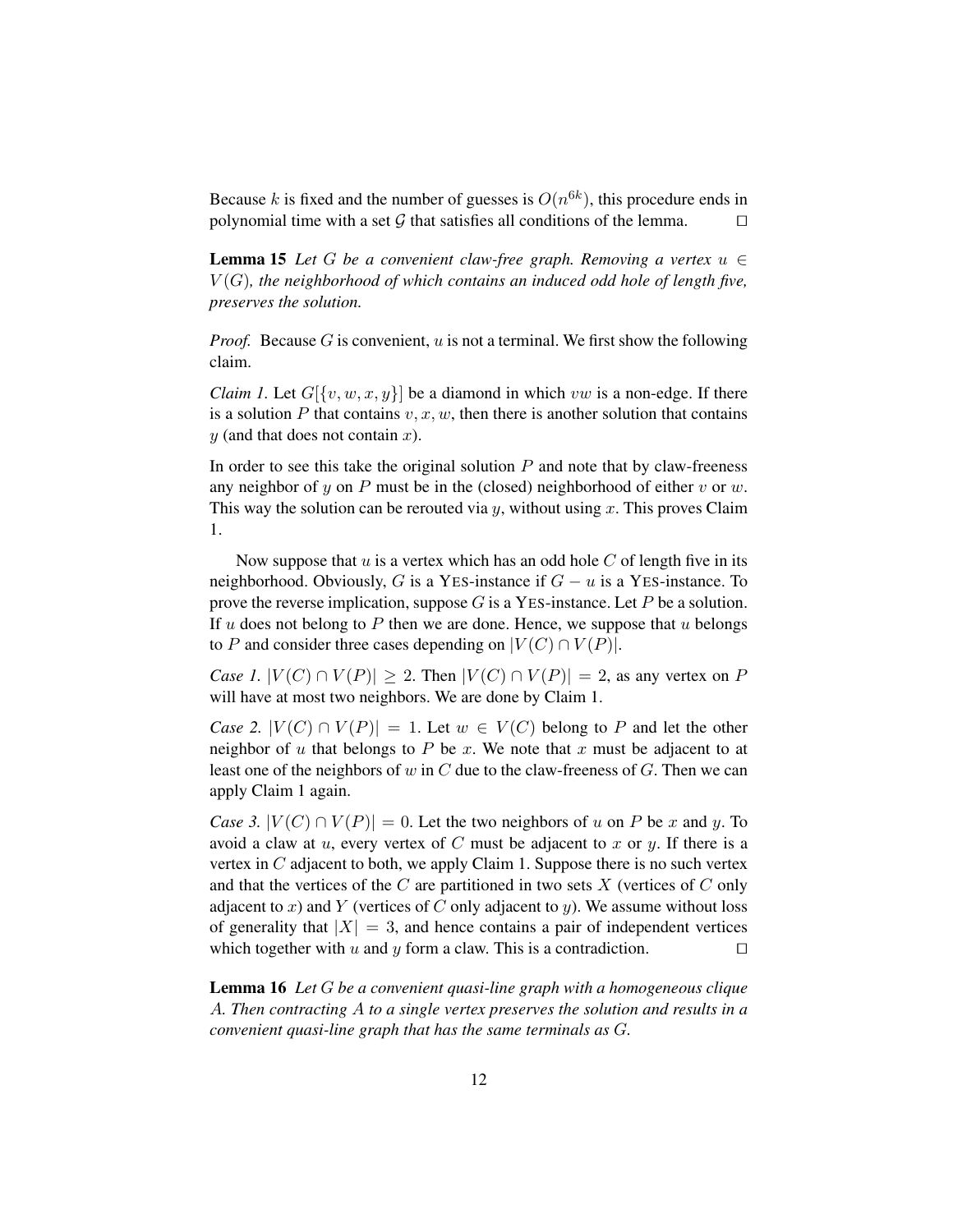Because $k$ is fixed and the number of guesses is $O(n^{6k})$, this procedure ends in polynomial time with a set $\mathcal{G}$ that satisfies all conditions of the lemma. $\square$

**Lemma 15** *Let $G$ be a convenient claw-free graph. Removing a vertex $u \in V(G)$, the neighborhood of which contains an induced odd hole of length five, preserves the solution.*

*Proof.* Because $G$ is convenient, $u$ is not a terminal. We first show the following claim.

*Claim 1.* Let $G[\{v, w, x, y\}]$ be a diamond in which $vw$ is a non-edge. If there is a solution $P$ that contains $v, x, w$, then there is another solution that contains $y$ (and that does not contain $x$).

In order to see this take the original solution $P$ and note that by claw-freeness any neighbor of $y$ on $P$ must be in the (closed) neighborhood of either $v$ or $w$. This way the solution can be rerouted via $y$, without using $x$. This proves Claim 1.

Now suppose that $u$ is a vertex which has an odd hole $C$ of length five in its neighborhood. Obviously, $G$ is a YES-instance if $G - u$ is a YES-instance. To prove the reverse implication, suppose $G$ is a YES-instance. Let $P$ be a solution. If $u$ does not belong to $P$ then we are done. Hence, we suppose that $u$ belongs to $P$ and consider three cases depending on $|V(C) \cap V(P)|$.

*Case 1.* $|V(C) \cap V(P)| \geq 2$. Then $|V(C) \cap V(P)| = 2$, as any vertex on $P$ will have at most two neighbors. We are done by Claim 1.

*Case 2.* $|V(C) \cap V(P)| = 1$. Let $w \in V(C)$ belong to $P$ and let the other neighbor of $u$ that belongs to $P$ be $x$. We note that $x$ must be adjacent to at least one of the neighbors of $w$ in $C$ due to the claw-freeness of $G$. Then we can apply Claim 1 again.

*Case 3.* $|V(C) \cap V(P)| = 0$. Let the two neighbors of $u$ on $P$ be $x$ and $y$. To avoid a claw at $u$, every vertex of $C$ must be adjacent to $x$ or $y$. If there is a vertex in $C$ adjacent to both, we apply Claim 1. Suppose there is no such vertex and that the vertices of the $C$ are partitioned in two sets $X$ (vertices of $C$ only adjacent to $x$) and $Y$ (vertices of $C$ only adjacent to $y$). We assume without loss of generality that $|X| = 3$, and hence contains a pair of independent vertices which together with $u$ and $y$ form a claw. This is a contradiction. $\square$

**Lemma 16** *Let $G$ be a convenient quasi-line graph with a homogeneous clique $A$. Then contracting $A$ to a single vertex preserves the solution and results in a convenient quasi-line graph that has the same terminals as $G$.*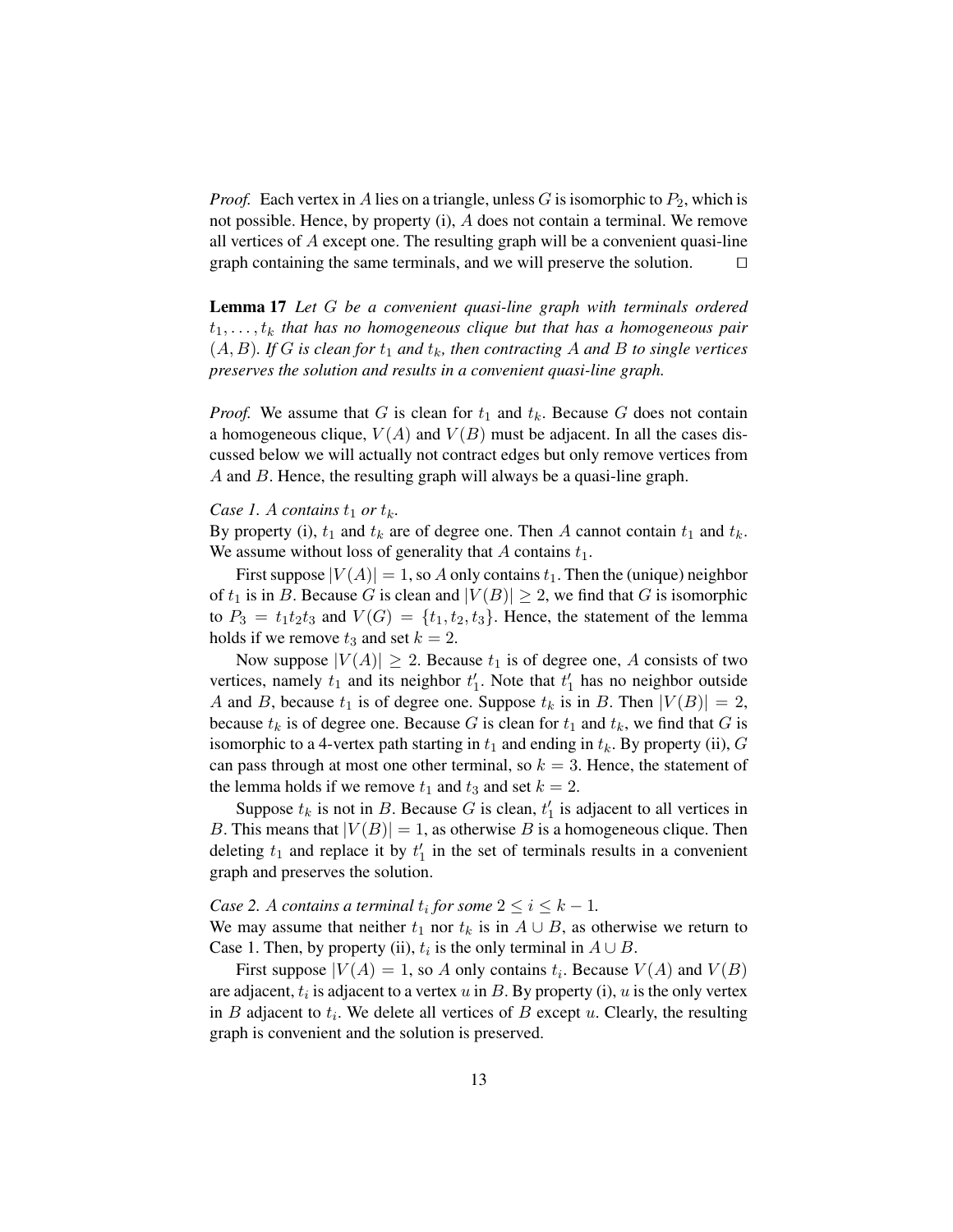*Proof.* Each vertex in $A$ lies on a triangle, unless $G$ is isomorphic to $P_2$, which is not possible. Hence, by property (i), $A$ does not contain a terminal. We remove all vertices of $A$ except one. The resulting graph will be a convenient quasi-line graph containing the same terminals, and we will preserve the solution. □

**Lemma 17** *Let $G$ be a convenient quasi-line graph with terminals ordered $t_1, \ldots, t_k$ that has no homogeneous clique but that has a homogeneous pair $(A, B)$. If $G$ is clean for $t_1$ and $t_k$, then contracting $A$ and $B$ to single vertices preserves the solution and results in a convenient quasi-line graph.*

*Proof.* We assume that $G$ is clean for $t_1$ and $t_k$. Because $G$ does not contain a homogeneous clique, $V(A)$ and $V(B)$ must be adjacent. In all the cases discussed below we will actually not contract edges but only remove vertices from $A$ and $B$. Hence, the resulting graph will always be a quasi-line graph.

*Case 1. $A$ contains $t_1$ or $t_k$.*
By property (i), $t_1$ and $t_k$ are of degree one. Then $A$ cannot contain $t_1$ and $t_k$. We assume without loss of generality that $A$ contains $t_1$.

First suppose $|V(A)| = 1$, so $A$ only contains $t_1$. Then the (unique) neighbor of $t_1$ is in $B$. Because $G$ is clean and $|V(B)| \geq 2$, we find that $G$ is isomorphic to $P_3 = t_1 t_2 t_3$ and $V(G) = \{t_1, t_2, t_3\}$. Hence, the statement of the lemma holds if we remove $t_3$ and set $k = 2$.

Now suppose $|V(A)| \geq 2$. Because $t_1$ is of degree one, $A$ consists of two vertices, namely $t_1$ and its neighbor $t_1'$. Note that $t_1'$ has no neighbor outside $A$ and $B$, because $t_1$ is of degree one. Suppose $t_k$ is in $B$. Then $|V(B)| = 2$, because $t_k$ is of degree one. Because $G$ is clean for $t_1$ and $t_k$, we find that $G$ is isomorphic to a 4-vertex path starting in $t_1$ and ending in $t_k$. By property (ii), $G$ can pass through at most one other terminal, so $k = 3$. Hence, the statement of the lemma holds if we remove $t_1$ and $t_3$ and set $k = 2$.

Suppose $t_k$ is not in $B$. Because $G$ is clean, $t_1'$ is adjacent to all vertices in $B$. This means that $|V(B)| = 1$, as otherwise $B$ is a homogeneous clique. Then deleting $t_1$ and replace it by $t_1'$ in the set of terminals results in a convenient graph and preserves the solution.

*Case 2. $A$ contains a terminal $t_i$ for some $2 \leq i \leq k - 1$.*
We may assume that neither $t_1$ nor $t_k$ is in $A \cup B$, as otherwise we return to Case 1. Then, by property (ii), $t_i$ is the only terminal in $A \cup B$.

First suppose $|V(A)| = 1$, so $A$ only contains $t_i$. Because $V(A)$ and $V(B)$ are adjacent, $t_i$ is adjacent to a vertex $u$ in $B$. By property (i), $u$ is the only vertex in $B$ adjacent to $t_i$. We delete all vertices of $B$ except $u$. Clearly, the resulting graph is convenient and the solution is preserved.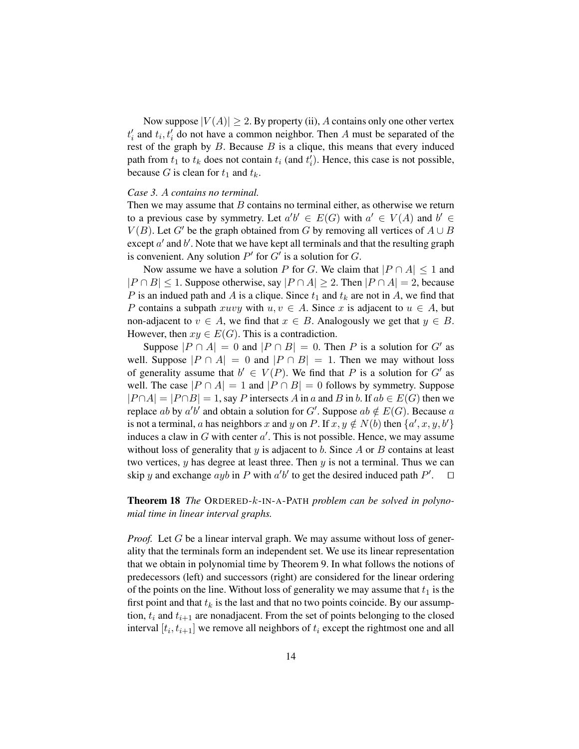Now suppose $|V(A)| \geq 2$. By property (ii), $A$ contains only one other vertex $t_i'$ and $t_i, t_i'$ do not have a common neighbor. Then $A$ must be separated of the rest of the graph by $B$. Because $B$ is a clique, this means that every induced path from $t_1$ to $t_k$ does not contain $t_i$ (and $t_i'$). Hence, this case is not possible, because $G$ is clean for $t_1$ and $t_k$.

*Case 3. $A$ contains no terminal.*
Then we may assume that $B$ contains no terminal either, as otherwise we return to a previous case by symmetry. Let $a'b' \in E(G)$ with $a' \in V(A)$ and $b' \in V(B)$. Let $G'$ be the graph obtained from $G$ by removing all vertices of $A \cup B$ except $a'$ and $b'$. Note that we have kept all terminals and that the resulting graph is convenient. Any solution $P'$ for $G'$ is a solution for $G$.

Now assume we have a solution $P$ for $G$. We claim that $|P \cap A| \leq 1$ and $|P \cap B| \leq 1$. Suppose otherwise, say $|P \cap A| \geq 2$. Then $|P \cap A| = 2$, because $P$ is an indued path and $A$ is a clique. Since $t_1$ and $t_k$ are not in $A$, we find that $P$ contains a subpath $xuvy$ with $u, v \in A$. Since $x$ is adjacent to $u \in A$, but non-adjacent to $v \in A$, we find that $x \in B$. Analogously we get that $y \in B$. However, then $xy \in E(G)$. This is a contradiction.

Suppose $|P \cap A| = 0$ and $|P \cap B| = 0$. Then $P$ is a solution for $G'$ as well. Suppose $|P \cap A| = 0$ and $|P \cap B| = 1$. Then we may without loss of generality assume that $b' \in V(P)$. We find that $P$ is a solution for $G'$ as well. The case $|P \cap A| = 1$ and $|P \cap B| = 0$ follows by symmetry. Suppose $|P \cap A| = |P \cap B| = 1$, say $P$ intersects $A$ in $a$ and $B$ in $b$. If $ab \in E(G)$ then we replace $ab$ by $a'b'$ and obtain a solution for $G'$. Suppose $ab \notin E(G)$. Because $a$ is not a terminal, $a$ has neighbors $x$ and $y$ on $P$. If $x, y \notin N(b)$ then $\{a', x, y, b'\}$ induces a claw in $G$ with center $a'$. This is not possible. Hence, we may assume without loss of generality that $y$ is adjacent to $b$. Since $A$ or $B$ contains at least two vertices, $y$ has degree at least three. Then $y$ is not a terminal. Thus we can skip $y$ and exchange $ayb$ in $P$ with $a'b'$ to get the desired induced path $P'$. $\square$

**Theorem 18** *The* ORDERED-$k$-IN-A-PATH *problem can be solved in polynomial time in linear interval graphs.*

*Proof.* Let $G$ be a linear interval graph. We may assume without loss of generality that the terminals form an independent set. We use its linear representation that we obtain in polynomial time by Theorem 9. In what follows the notions of predecessors (left) and successors (right) are considered for the linear ordering of the points on the line. Without loss of generality we may assume that $t_1$ is the first point and that $t_k$ is the last and that no two points coincide. By our assumption, $t_i$ and $t_{i+1}$ are nonadjacent. From the set of points belonging to the closed interval $[t_i, t_{i+1}]$ we remove all neighbors of $t_i$ except the rightmost one and all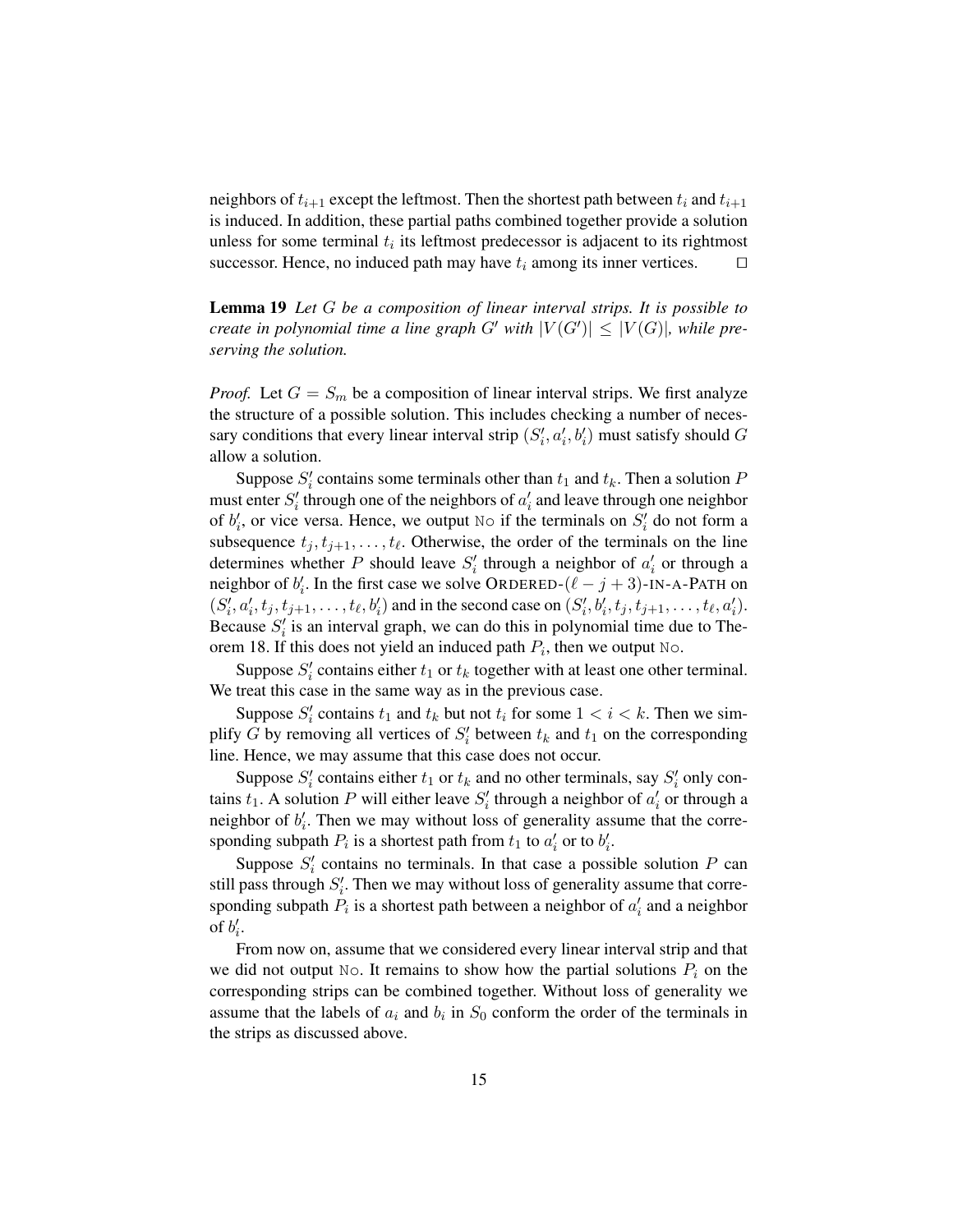neighbors of $t_{i+1}$ except the leftmost. Then the shortest path between $t_i$ and $t_{i+1}$ is induced. In addition, these partial paths combined together provide a solution unless for some terminal $t_i$ its leftmost predecessor is adjacent to its rightmost successor. Hence, no induced path may have $t_i$ among its inner vertices. □

**Lemma 19** *Let $G$ be a composition of linear interval strips. It is possible to create in polynomial time a line graph $G'$ with $|V(G')| \leq |V(G)|$, while preserving the solution.*

*Proof.* Let $G = S_m$ be a composition of linear interval strips. We first analyze the structure of a possible solution. This includes checking a number of necessary conditions that every linear interval strip $(S'_i, a'_i, b'_i)$ must satisfy should $G$ allow a solution.

Suppose $S'_i$ contains some terminals other than $t_1$ and $t_k$. Then a solution $P$ must enter $S'_i$ through one of the neighbors of $a'_i$ and leave through one neighbor of $b'_i$, or vice versa. Hence, we output No if the terminals on $S'_i$ do not form a subsequence $t_j, t_{j+1}, \ldots, t_\ell$. Otherwise, the order of the terminals on the line determines whether $P$ should leave $S'_i$ through a neighbor of $a'_i$ or through a neighbor of $b'_i$. In the first case we solve ORDERED-$(\ell - j + 3)$-IN-A-PATH on $(S'_i, a'_i, t_j, t_{j+1}, \ldots, t_\ell, b'_i)$ and in the second case on $(S'_i, b'_i, t_j, t_{j+1}, \ldots, t_\ell, a'_i)$. Because $S'_i$ is an interval graph, we can do this in polynomial time due to Theorem 18. If this does not yield an induced path $P_i$, then we output No.

Suppose $S'_i$ contains either $t_1$ or $t_k$ together with at least one other terminal. We treat this case in the same way as in the previous case.

Suppose $S'_i$ contains $t_1$ and $t_k$ but not $t_i$ for some $1 < i < k$. Then we simplify $G$ by removing all vertices of $S'_i$ between $t_k$ and $t_1$ on the corresponding line. Hence, we may assume that this case does not occur.

Suppose $S'_i$ contains either $t_1$ or $t_k$ and no other terminals, say $S'_i$ only contains $t_1$. A solution $P$ will either leave $S'_i$ through a neighbor of $a'_i$ or through a neighbor of $b'_i$. Then we may without loss of generality assume that the corresponding subpath $P_i$ is a shortest path from $t_1$ to $a'_i$ or to $b'_i$.

Suppose $S'_i$ contains no terminals. In that case a possible solution $P$ can still pass through $S'_i$. Then we may without loss of generality assume that corresponding subpath $P_i$ is a shortest path between a neighbor of $a'_i$ and a neighbor of $b'_i$.

From now on, assume that we considered every linear interval strip and that we did not output No. It remains to show how the partial solutions $P_i$ on the corresponding strips can be combined together. Without loss of generality we assume that the labels of $a_i$ and $b_i$ in $S_0$ conform the order of the terminals in the strips as discussed above.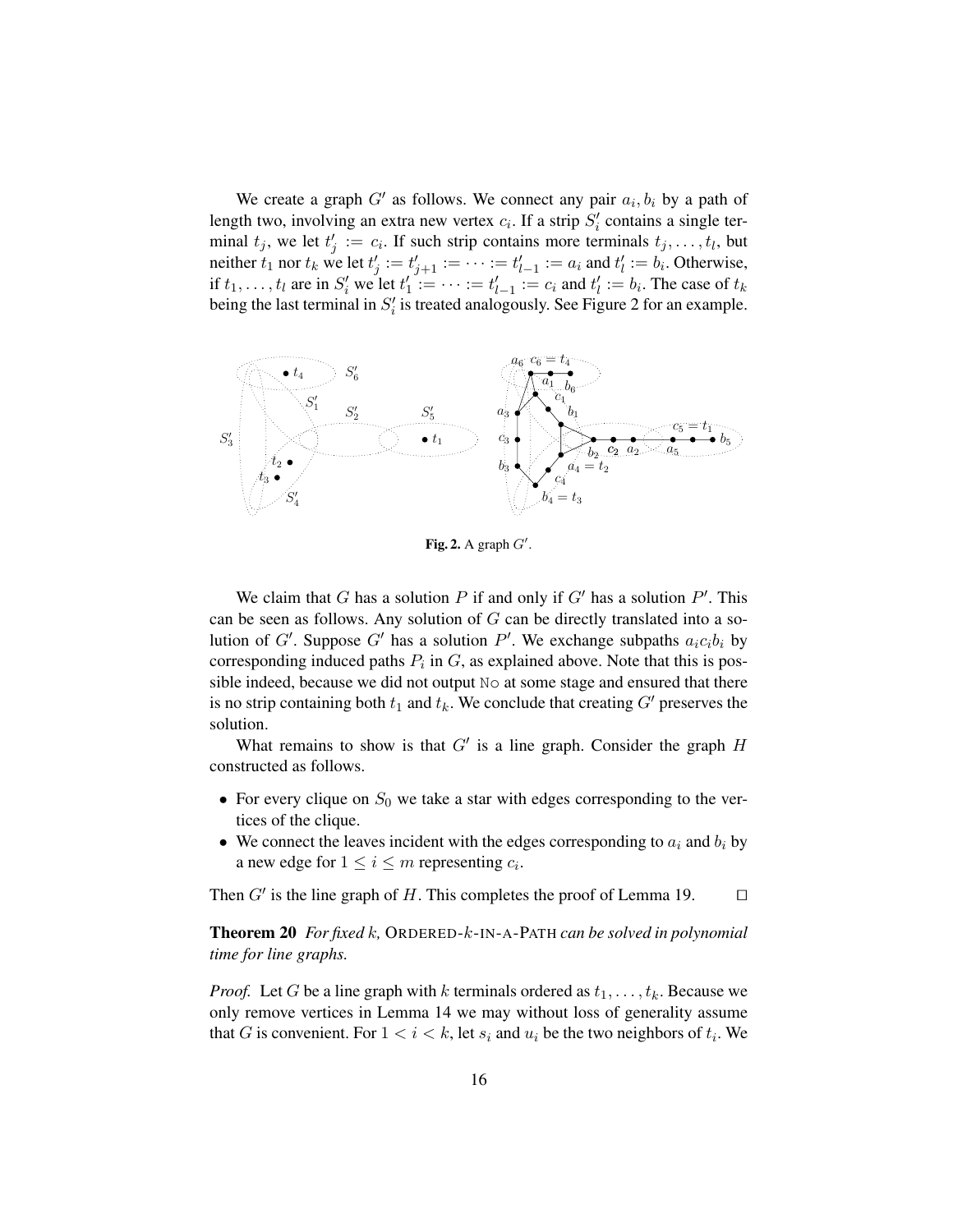We create a graph $G'$ as follows. We connect any pair $a_i, b_i$ by a path of length two, involving an extra new vertex $c_i$. If a strip $S'_i$ contains a single terminal $t_j$, we let $t'_j := c_i$. If such strip contains more terminals $t_j, \dots, t_l$, but neither $t_1$ nor $t_k$ we let $t'_j := t'_{j+1} := \cdots := t'_{l-1} := a_i$ and $t'_l := b_i$. Otherwise, if $t_1, \dots, t_l$ are in $S'_i$ we let $t'_1 := \cdots := t'_{l-1} := c_i$ and $t'_l := b_i$. The case of $t_k$ being the last terminal in $S'_i$ is treated analogously. See Figure 2 for an example.

**Fig. 2.** A graph $G'$.

We claim that $G$ has a solution $P$ if and only if $G'$ has a solution $P'$. This can be seen as follows. Any solution of $G$ can be directly translated into a solution of $G'$. Suppose $G'$ has a solution $P'$. We exchange subpaths $a_i c_i b_i$ by corresponding induced paths $P_i$ in $G$, as explained above. Note that this is possible indeed, because we did not output No at some stage and ensured that there is no strip containing both $t_1$ and $t_k$. We conclude that creating $G'$ preserves the solution.

What remains to show is that $G'$ is a line graph. Consider the graph $H$ constructed as follows.

- For every clique on $S_0$ we take a star with edges corresponding to the vertices of the clique.
- We connect the leaves incident with the edges corresponding to $a_i$ and $b_i$ by a new edge for $1 \leq i \leq m$ representing $c_i$.

Then $G'$ is the line graph of $H$. This completes the proof of Lemma 19. $\square$

**Theorem 20** *For fixed $k$,* ORDERED-$k$-IN-A-PATH *can be solved in polynomial time for line graphs.*

*Proof.* Let $G$ be a line graph with $k$ terminals ordered as $t_1, \dots, t_k$. Because we only remove vertices in Lemma 14 we may without loss of generality assume that $G$ is convenient. For $1 < i < k$, let $s_i$ and $u_i$ be the two neighbors of $t_i$. We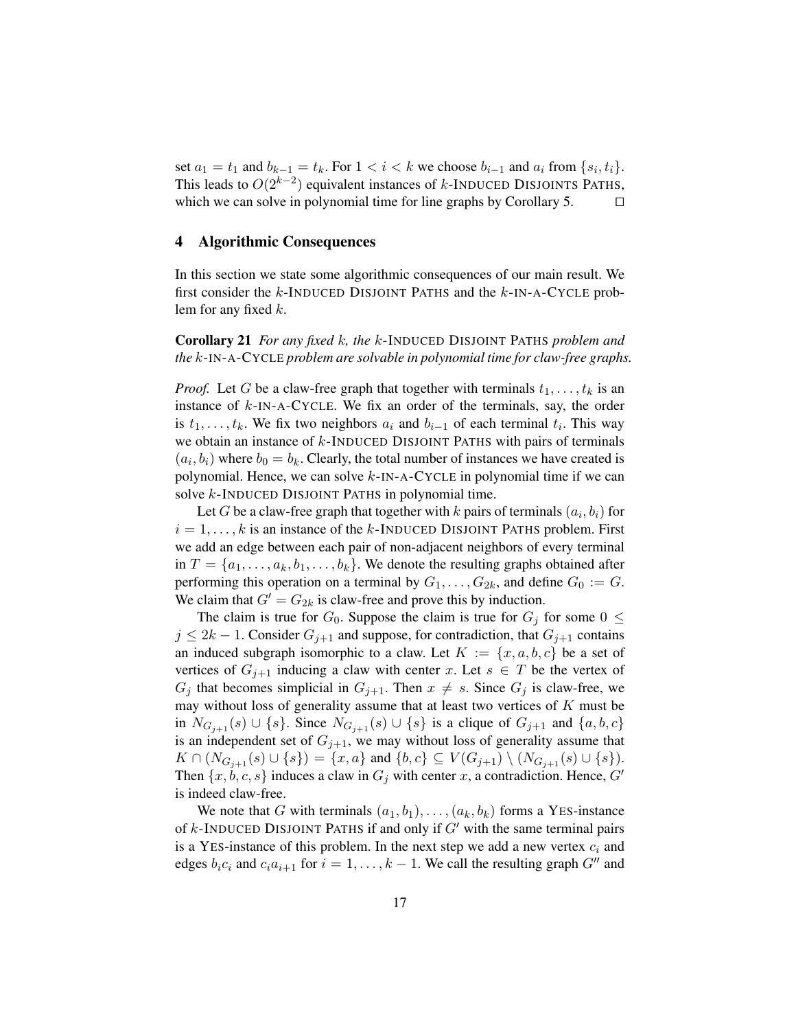set $a_1 = t_1$ and $b_{k-1} = t_k$. For $1 < i < k$ we choose $b_{i-1}$ and $a_i$ from $\{s_i, t_i\}$. This leads to $O(2^{k-2})$ equivalent instances of $k$-INDUCED DISJOINTS PATHS, which we can solve in polynomial time for line graphs by Corollary 5. ☐

## 4 Algorithmic Consequences

In this section we state some algorithmic consequences of our main result. We first consider the $k$-INDUCED DISJOINT PATHS and the $k$-IN-A-CYCLE problem for any fixed $k$.

**Corollary 21** *For any fixed $k$, the $k$-INDUCED DISJOINT PATHS problem and the $k$-IN-A-CYCLE problem are solvable in polynomial time for claw-free graphs.*

*Proof.* Let $G$ be a claw-free graph that together with terminals $t_1, \ldots, t_k$ is an instance of $k$-IN-A-CYCLE. We fix an order of the terminals, say, the order is $t_1, \ldots, t_k$. We fix two neighbors $a_i$ and $b_{i-1}$ of each terminal $t_i$. This way we obtain an instance of $k$-INDUCED DISJOINT PATHS with pairs of terminals $(a_i, b_i)$ where $b_0 = b_k$. Clearly, the total number of instances we have created is polynomial. Hence, we can solve $k$-IN-A-CYCLE in polynomial time if we can solve $k$-INDUCED DISJOINT PATHS in polynomial time.

Let $G$ be a claw-free graph that together with $k$ pairs of terminals $(a_i, b_i)$ for $i = 1, \ldots, k$ is an instance of the $k$-INDUCED DISJOINT PATHS problem. First we add an edge between each pair of non-adjacent neighbors of every terminal in $T = \{a_1, \ldots, a_k, b_1, \ldots, b_k\}$. We denote the resulting graphs obtained after performing this operation on a terminal by $G_1, \ldots, G_{2k}$, and define $G_0 := G$. We claim that $G' = G_{2k}$ is claw-free and prove this by induction.

The claim is true for $G_0$. Suppose the claim is true for $G_j$ for some $0 \leq j \leq 2k - 1$. Consider $G_{j+1}$ and suppose, for contradiction, that $G_{j+1}$ contains an induced subgraph isomorphic to a claw. Let $K := \{x, a, b, c\}$ be a set of vertices of $G_{j+1}$ inducing a claw with center $x$. Let $s \in T$ be the vertex of $G_j$ that becomes simplicial in $G_{j+1}$. Then $x \neq s$. Since $G_j$ is claw-free, we may without loss of generality assume that at least two vertices of $K$ must be in $N_{G_{j+1}}(s) \cup \{s\}$. Since $N_{G_{j+1}}(s) \cup \{s\}$ is a clique of $G_{j+1}$ and $\{a, b, c\}$ is an independent set of $G_{j+1}$, we may without loss of generality assume that $K \cap (N_{G_{j+1}}(s) \cup \{s\}) = \{x, a\}$ and $\{b, c\} \subseteq V(G_{j+1}) \setminus (N_{G_{j+1}}(s) \cup \{s\})$. Then $\{x, b, c, s\}$ induces a claw in $G_j$ with center $x$, a contradiction. Hence, $G'$ is indeed claw-free.

We note that $G$ with terminals $(a_1, b_1), \ldots, (a_k, b_k)$ forms a YES-instance of $k$-INDUCED DISJOINT PATHS if and only if $G'$ with the same terminal pairs is a YES-instance of this problem. In the next step we add a new vertex $c_i$ and edges $b_i c_i$ and $c_i a_{i+1}$ for $i = 1, \ldots, k - 1$. We call the resulting graph $G''$ and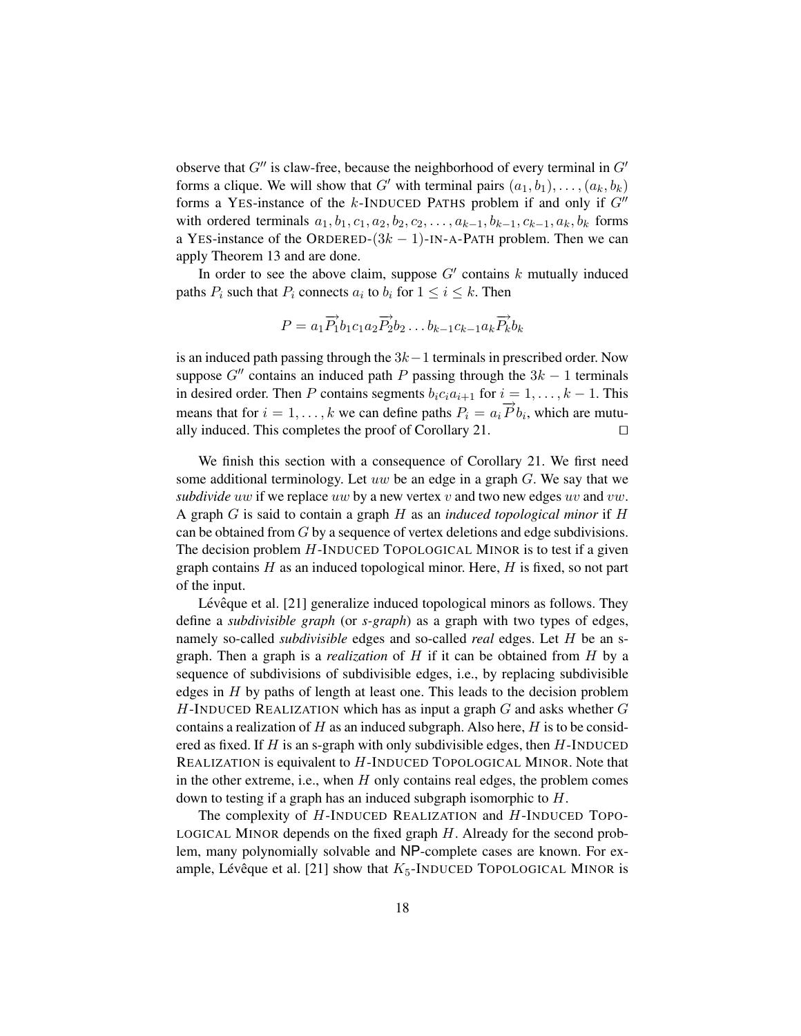observe that $G''$ is claw-free, because the neighborhood of every terminal in $G'$ forms a clique. We will show that $G'$ with terminal pairs $(a_1, b_1), \ldots, (a_k, b_k)$ forms a YES-instance of the $k$-INDUCED PATHS problem if and only if $G''$ with ordered terminals $a_1, b_1, c_1, a_2, b_2, c_2, \ldots, a_{k-1}, b_{k-1}, c_{k-1}, a_k, b_k$ forms a YES-instance of the ORDERED-$(3k-1)$-IN-A-PATH problem. Then we can apply Theorem 13 and are done.

In order to see the above claim, suppose $G'$ contains $k$ mutually induced paths $P_i$ such that $P_i$ connects $a_i$ to $b_i$ for $1 \leq i \leq k$. Then

$$P = a_1 \overrightarrow{P_1} b_1 c_1 a_2 \overrightarrow{P_2} b_2 \ldots b_{k-1} c_{k-1} a_k \overrightarrow{P_k} b_k$$

is an induced path passing through the $3k-1$ terminals in prescribed order. Now suppose $G''$ contains an induced path $P$ passing through the $3k-1$ terminals in desired order. Then $P$ contains segments $b_i c_i a_{i+1}$ for $i = 1, \ldots, k-1$. This means that for $i = 1, \ldots, k$ we can define paths $P_i = a_i \overrightarrow{P} b_i$, which are mutually induced. This completes the proof of Corollary 21. $\square$

We finish this section with a consequence of Corollary 21. We first need some additional terminology. Let $uw$ be an edge in a graph $G$. We say that we *subdivide* $uw$ if we replace $uw$ by a new vertex $v$ and two new edges $uv$ and $vw$. A graph $G$ is said to contain a graph $H$ as an *induced topological minor* if $H$ can be obtained from $G$ by a sequence of vertex deletions and edge subdivisions. The decision problem $H$-INDUCED TOPOLOGICAL MINOR is to test if a given graph contains $H$ as an induced topological minor. Here, $H$ is fixed, so not part of the input.

Lévêque et al. [21] generalize induced topological minors as follows. They define a *subdivisible graph* (or *s-graph*) as a graph with two types of edges, namely so-called *subdivisible* edges and so-called *real* edges. Let $H$ be an s-graph. Then a graph is a *realization* of $H$ if it can be obtained from $H$ by a sequence of subdivisions of subdivisible edges, i.e., by replacing subdivisible edges in $H$ by paths of length at least one. This leads to the decision problem $H$-INDUCED REALIZATION which has as input a graph $G$ and asks whether $G$ contains a realization of $H$ as an induced subgraph. Also here, $H$ is to be considered as fixed. If $H$ is an s-graph with only subdivisible edges, then $H$-INDUCED REALIZATION is equivalent to $H$-INDUCED TOPOLOGICAL MINOR. Note that in the other extreme, i.e., when $H$ only contains real edges, the problem comes down to testing if a graph has an induced subgraph isomorphic to $H$.

The complexity of $H$-INDUCED REALIZATION and $H$-INDUCED TOPOLOGICAL MINOR depends on the fixed graph $H$. Already for the second problem, many polynomially solvable and NP-complete cases are known. For example, Lévêque et al. [21] show that $K_5$-INDUCED TOPOLOGICAL MINOR is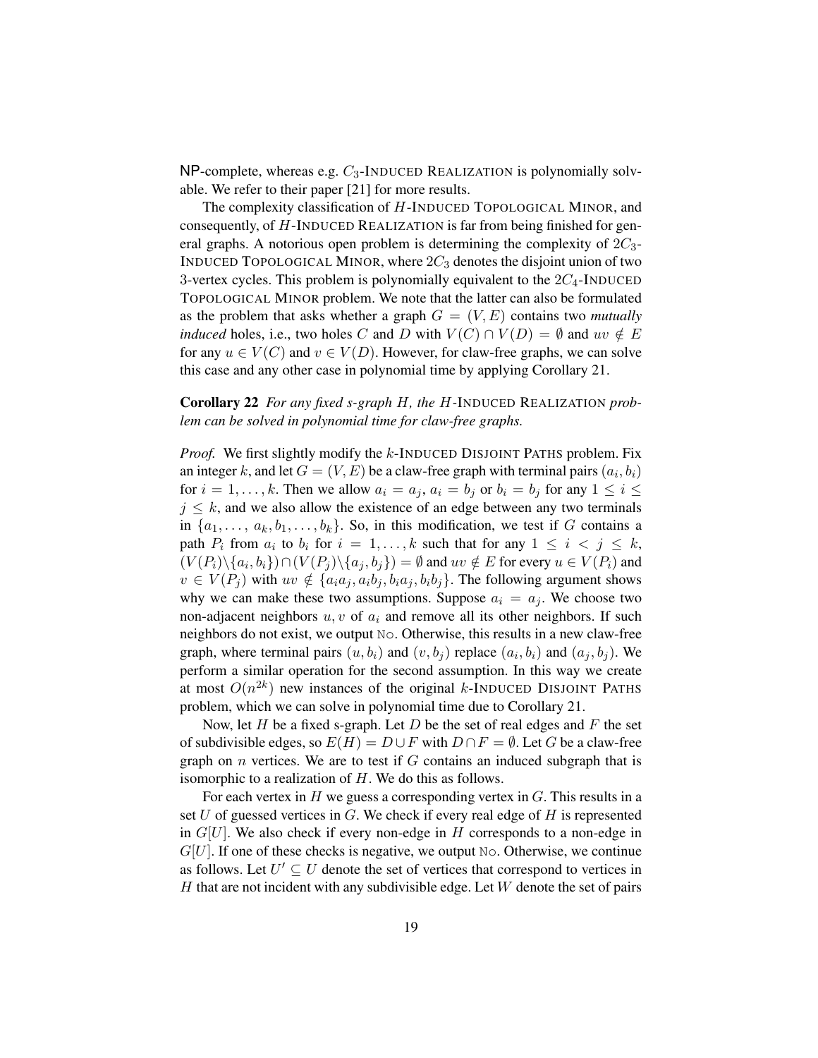NP-complete, whereas e.g. $C_3$-Induced Realization is polynomially solvable. We refer to their paper [21] for more results.

The complexity classification of $H$-Induced Topological Minor, and consequently, of $H$-Induced Realization is far from being finished for general graphs. A notorious open problem is determining the complexity of $2C_3$-Induced Topological Minor, where $2C_3$ denotes the disjoint union of two 3-vertex cycles. This problem is polynomially equivalent to the $2C_4$-Induced Topological Minor problem. We note that the latter can also be formulated as the problem that asks whether a graph $G = (V, E)$ contains two *mutually induced* holes, i.e., two holes $C$ and $D$ with $V(C) \cap V(D) = \emptyset$ and $uv \notin E$ for any $u \in V(C)$ and $v \in V(D)$. However, for claw-free graphs, we can solve this case and any other case in polynomial time by applying Corollary 21.

**Corollary 22** *For any fixed s-graph $H$, the $H$-Induced Realization problem can be solved in polynomial time for claw-free graphs.*

*Proof.* We first slightly modify the $k$-Induced Disjoint Paths problem. Fix an integer $k$, and let $G = (V, E)$ be a claw-free graph with terminal pairs $(a_i, b_i)$ for $i = 1, \ldots, k$. Then we allow $a_i = a_j$, $a_i = b_j$ or $b_i = b_j$ for any $1 \le i \le j \le k$, and we also allow the existence of an edge between any two terminals in $\{a_1, \ldots, a_k, b_1, \ldots, b_k\}$. So, in this modification, we test if $G$ contains a path $P_i$ from $a_i$ to $b_i$ for $i = 1, \ldots, k$ such that for any $1 \le i < j \le k$, $(V(P_i) \setminus \{a_i, b_i\}) \cap (V(P_j) \setminus \{a_j, b_j\}) = \emptyset$ and $uv \notin E$ for every $u \in V(P_i)$ and $v \in V(P_j)$ with $uv \notin \{a_ia_j, a_ib_j, b_ia_j, b_ib_j\}$. The following argument shows why we can make these two assumptions. Suppose $a_i = a_j$. We choose two non-adjacent neighbors $u, v$ of $a_i$ and remove all its other neighbors. If such neighbors do not exist, we output No. Otherwise, this results in a new claw-free graph, where terminal pairs $(u, b_i)$ and $(v, b_j)$ replace $(a_i, b_i)$ and $(a_j, b_j)$. We perform a similar operation for the second assumption. In this way we create at most $O(n^{2k})$ new instances of the original $k$-Induced Disjoint Paths problem, which we can solve in polynomial time due to Corollary 21.

Now, let $H$ be a fixed s-graph. Let $D$ be the set of real edges and $F$ the set of subdivisible edges, so $E(H) = D \cup F$ with $D \cap F = \emptyset$. Let $G$ be a claw-free graph on $n$ vertices. We are to test if $G$ contains an induced subgraph that is isomorphic to a realization of $H$. We do this as follows.

For each vertex in $H$ we guess a corresponding vertex in $G$. This results in a set $U$ of guessed vertices in $G$. We check if every real edge of $H$ is represented in $G[U]$. We also check if every non-edge in $H$ corresponds to a non-edge in $G[U]$. If one of these checks is negative, we output No. Otherwise, we continue as follows. Let $U' \subseteq U$ denote the set of vertices that correspond to vertices in $H$ that are not incident with any subdivisible edge. Let $W$ denote the set of pairs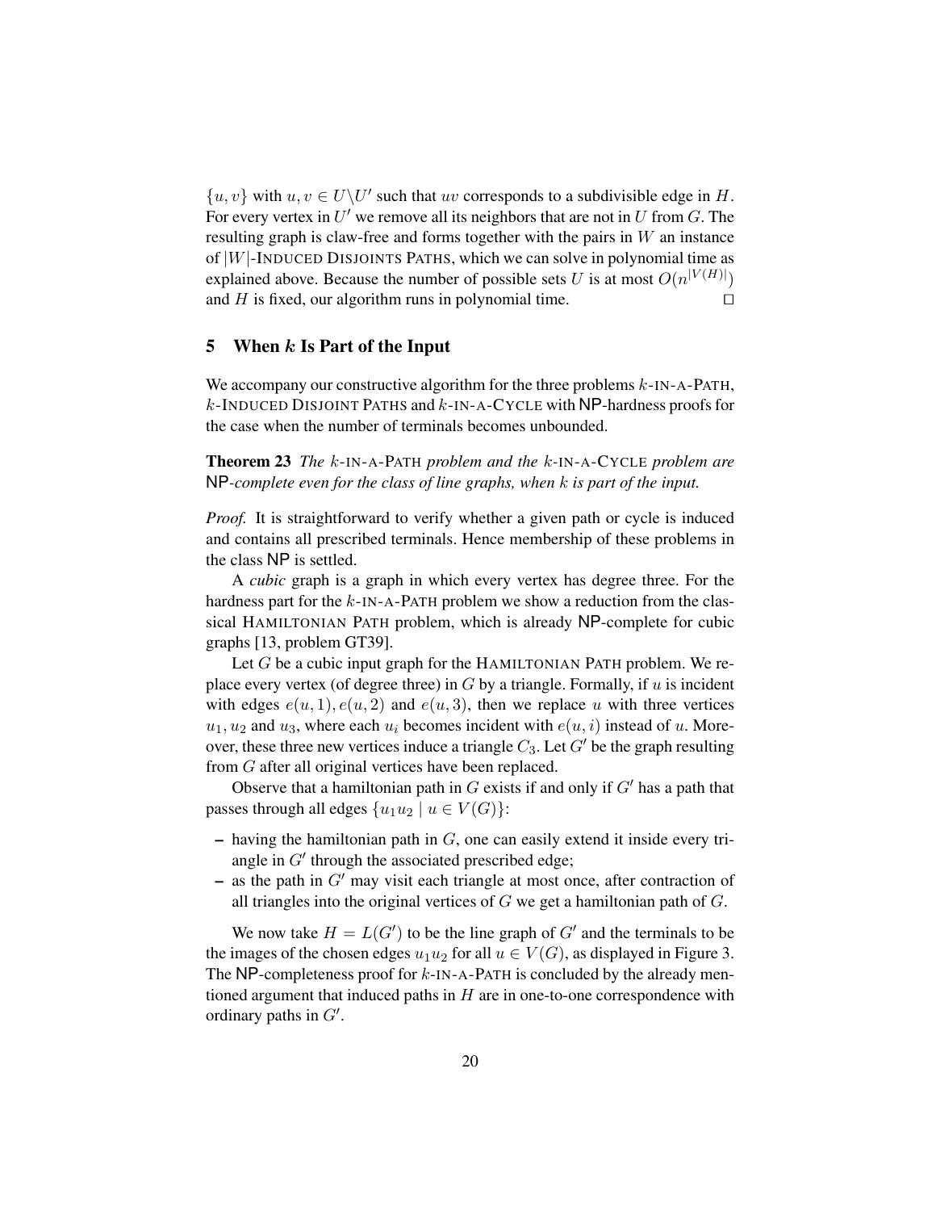$\{u, v\}$ with $u, v \in U \backslash U'$ such that $uv$ corresponds to a subdivisible edge in $H$. For every vertex in $U'$ we remove all its neighbors that are not in $U$ from $G$. The resulting graph is claw-free and forms together with the pairs in $W$ an instance of $|W|$-INDUCED DISJOINTS PATHS, which we can solve in polynomial time as explained above. Because the number of possible sets $U$ is at most $O(n^{|V(H)|})$ and $H$ is fixed, our algorithm runs in polynomial time. □

## 5 When $k$ Is Part of the Input

We accompany our constructive algorithm for the three problems $k$-IN-A-PATH, $k$-INDUCED DISJOINT PATHS and $k$-IN-A-CYCLE with NP-hardness proofs for the case when the number of terminals becomes unbounded.

**Theorem 23** *The $k$-IN-A-PATH problem and the $k$-IN-A-CYCLE problem are NP-complete even for the class of line graphs, when $k$ is part of the input.*

*Proof.* It is straightforward to verify whether a given path or cycle is induced and contains all prescribed terminals. Hence membership of these problems in the class NP is settled.

A *cubic* graph is a graph in which every vertex has degree three. For the hardness part for the $k$-IN-A-PATH problem we show a reduction from the classical HAMILTONIAN PATH problem, which is already NP-complete for cubic graphs [13, problem GT39].

Let $G$ be a cubic input graph for the HAMILTONIAN PATH problem. We replace every vertex (of degree three) in $G$ by a triangle. Formally, if $u$ is incident with edges $e(u, 1), e(u, 2)$ and $e(u, 3)$, then we replace $u$ with three vertices $u_1, u_2$ and $u_3$, where each $u_i$ becomes incident with $e(u, i)$ instead of $u$. Moreover, these three new vertices induce a triangle $C_3$. Let $G'$ be the graph resulting from $G$ after all original vertices have been replaced.

Observe that a hamiltonian path in $G$ exists if and only if $G'$ has a path that passes through all edges $\{u_1u_2 \mid u \in V(G)\}$:

- having the hamiltonian path in $G$, one can easily extend it inside every triangle in $G'$ through the associated prescribed edge;
- as the path in $G'$ may visit each triangle at most once, after contraction of all triangles into the original vertices of $G$ we get a hamiltonian path of $G$.

We now take $H = L(G')$ to be the line graph of $G'$ and the terminals to be the images of the chosen edges $u_1u_2$ for all $u \in V(G)$, as displayed in Figure 3. The NP-completeness proof for $k$-IN-A-PATH is concluded by the already mentioned argument that induced paths in $H$ are in one-to-one correspondence with ordinary paths in $G'$.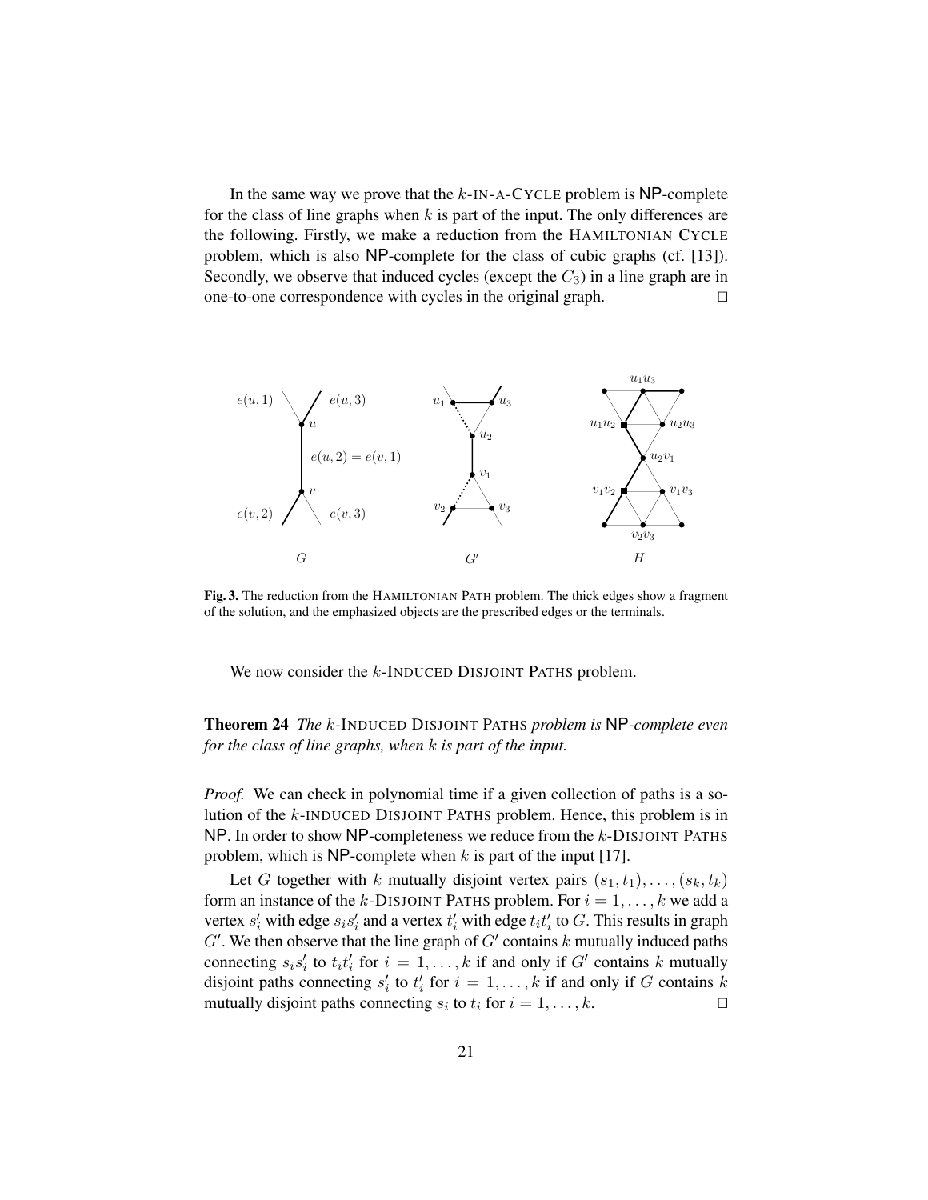In the same way we prove that the $k$-IN-A-CYCLE problem is NP-complete for the class of line graphs when $k$ is part of the input. The only differences are the following. Firstly, we make a reduction from the HAMILTONIAN CYCLE problem, which is also NP-complete for the class of cubic graphs (cf. [13]). Secondly, we observe that induced cycles (except the $C_3$) in a line graph are in one-to-one correspondence with cycles in the original graph. □

**Fig. 3.** The reduction from the HAMILTONIAN PATH problem. The thick edges show a fragment of the solution, and the emphasized objects are the prescribed edges or the terminals.

We now consider the $k$-INDUCED DISJOINT PATHS problem.

**Theorem 24** *The $k$-INDUCED DISJOINT PATHS problem is NP-complete even for the class of line graphs, when $k$ is part of the input.*

*Proof.* We can check in polynomial time if a given collection of paths is a solution of the $k$-INDUCED DISJOINT PATHS problem. Hence, this problem is in NP. In order to show NP-completeness we reduce from the $k$-DISJOINT PATHS problem, which is NP-complete when $k$ is part of the input [17].

Let $G$ together with $k$ mutually disjoint vertex pairs $(s_1, t_1), \ldots, (s_k, t_k)$ form an instance of the $k$-DISJOINT PATHS problem. For $i = 1, \ldots, k$ we add a vertex $s'_i$ with edge $s_i s'_i$ and a vertex $t'_i$ with edge $t_i t'_i$ to $G$. This results in graph $G'$. We then observe that the line graph of $G'$ contains $k$ mutually induced paths connecting $s_i s'_i$ to $t_i t'_i$ for $i = 1, \ldots, k$ if and only if $G'$ contains $k$ mutually disjoint paths connecting $s'_i$ to $t'_i$ for $i = 1, \ldots, k$ if and only if $G$ contains $k$ mutually disjoint paths connecting $s_i$ to $t_i$ for $i = 1, \ldots, k$. □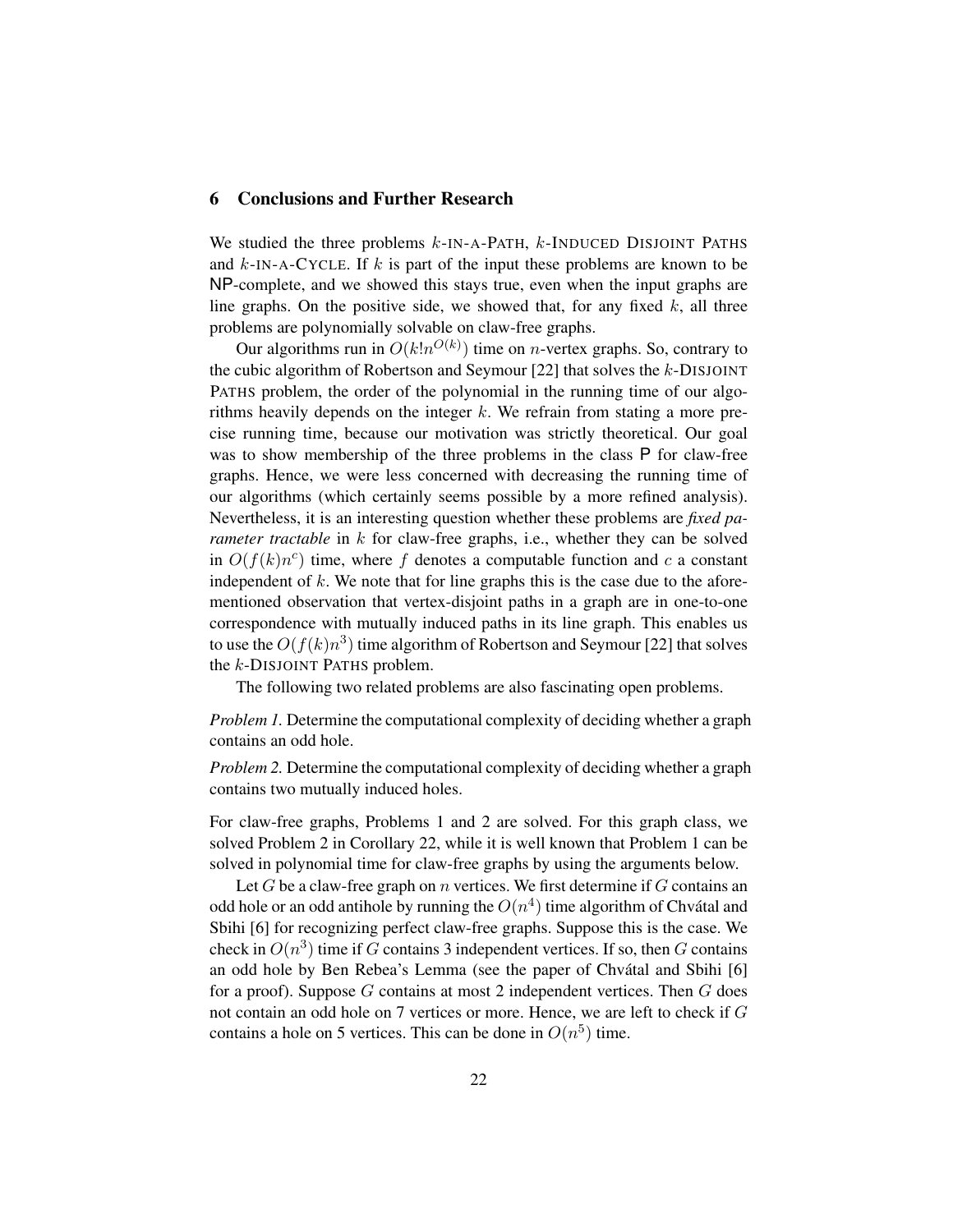## 6 Conclusions and Further Research

We studied the three problems $k$-IN-A-PATH, $k$-INDUCED DISJOINT PATHS and $k$-IN-A-CYCLE. If $k$ is part of the input these problems are known to be NP-complete, and we showed this stays true, even when the input graphs are line graphs. On the positive side, we showed that, for any fixed $k$, all three problems are polynomially solvable on claw-free graphs.

Our algorithms run in $O(k!n^{O(k)})$ time on $n$-vertex graphs. So, contrary to the cubic algorithm of Robertson and Seymour [22] that solves the $k$-DISJOINT PATHS problem, the order of the polynomial in the running time of our algorithms heavily depends on the integer $k$. We refrain from stating a more precise running time, because our motivation was strictly theoretical. Our goal was to show membership of the three problems in the class P for claw-free graphs. Hence, we were less concerned with decreasing the running time of our algorithms (which certainly seems possible by a more refined analysis). Nevertheless, it is an interesting question whether these problems are *fixed parameter tractable* in $k$ for claw-free graphs, i.e., whether they can be solved in $O(f(k)n^c)$ time, where $f$ denotes a computable function and $c$ a constant independent of $k$. We note that for line graphs this is the case due to the aforementioned observation that vertex-disjoint paths in a graph are in one-to-one correspondence with mutually induced paths in its line graph. This enables us to use the $O(f(k)n^3)$ time algorithm of Robertson and Seymour [22] that solves the $k$-DISJOINT PATHS problem.

The following two related problems are also fascinating open problems.

*Problem 1.* Determine the computational complexity of deciding whether a graph contains an odd hole.

*Problem 2.* Determine the computational complexity of deciding whether a graph contains two mutually induced holes.

For claw-free graphs, Problems 1 and 2 are solved. For this graph class, we solved Problem 2 in Corollary 22, while it is well known that Problem 1 can be solved in polynomial time for claw-free graphs by using the arguments below.

Let $G$ be a claw-free graph on $n$ vertices. We first determine if $G$ contains an odd hole or an odd antihole by running the $O(n^4)$ time algorithm of Chvátal and Sbihi [6] for recognizing perfect claw-free graphs. Suppose this is the case. We check in $O(n^3)$ time if $G$ contains 3 independent vertices. If so, then $G$ contains an odd hole by Ben Rebea's Lemma (see the paper of Chvátal and Sbihi [6] for a proof). Suppose $G$ contains at most 2 independent vertices. Then $G$ does not contain an odd hole on 7 vertices or more. Hence, we are left to check if $G$ contains a hole on 5 vertices. This can be done in $O(n^5)$ time.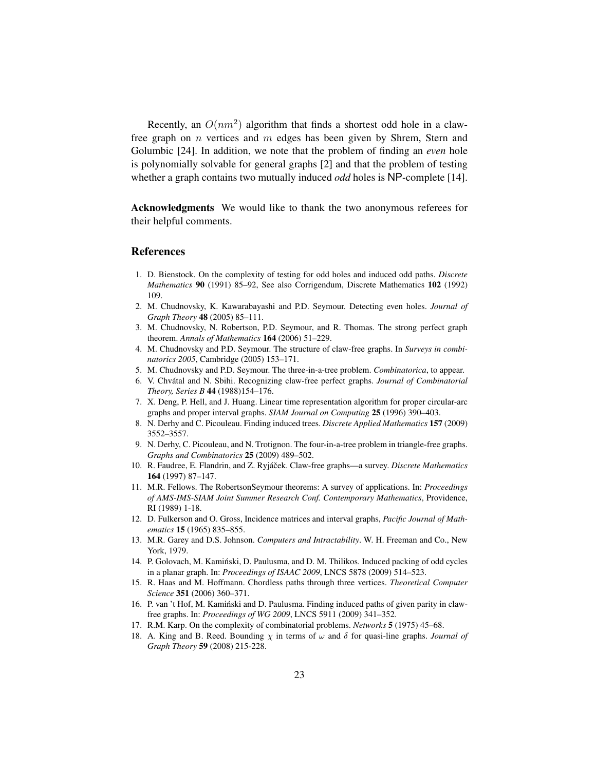Recently, an $O(nm^2)$ algorithm that finds a shortest odd hole in a claw-free graph on $n$ vertices and $m$ edges has been given by Shrem, Stern and Golumbic [24]. In addition, we note that the problem of finding an *even* hole is polynomially solvable for general graphs [2] and that the problem of testing whether a graph contains two mutually induced *odd* holes is NP-complete [14].

**Acknowledgments** We would like to thank the two anonymous referees for their helpful comments.

## References

1. D. Bienstock. On the complexity of testing for odd holes and induced odd paths. *Discrete Mathematics* **90** (1991) 85–92, See also Corrigendum, Discrete Mathematics **102** (1992) 109.
2. M. Chudnovsky, K. Kawarabayashi and P.D. Seymour. Detecting even holes. *Journal of Graph Theory* **48** (2005) 85–111.
3. M. Chudnovsky, N. Robertson, P.D. Seymour, and R. Thomas. The strong perfect graph theorem. *Annals of Mathematics* **164** (2006) 51–229.
4. M. Chudnovsky and P.D. Seymour. The structure of claw-free graphs. In *Surveys in combinatorics 2005*, Cambridge (2005) 153–171.
5. M. Chudnovsky and P.D. Seymour. The three-in-a-tree problem. *Combinatorica*, to appear.
6. V. Chvátal and N. Sbihi. Recognizing claw-free perfect graphs. *Journal of Combinatorial Theory, Series B* **44** (1988)154–176.
7. X. Deng, P. Hell, and J. Huang. Linear time representation algorithm for proper circular-arc graphs and proper interval graphs. *SIAM Journal on Computing* **25** (1996) 390–403.
8. N. Derhy and C. Picouleau. Finding induced trees. *Discrete Applied Mathematics* **157** (2009) 3552–3557.
9. N. Derhy, C. Picouleau, and N. Trotignon. The four-in-a-tree problem in triangle-free graphs. *Graphs and Combinatorics* **25** (2009) 489–502.
10. R. Faudree, E. Flandrin, and Z. Ryjáček. Claw-free graphs—a survey. *Discrete Mathematics* **164** (1997) 87–147.
11. M.R. Fellows. The RobertsonSeymour theorems: A survey of applications. In: *Proceedings of AMS-IMS-SIAM Joint Summer Research Conf. Contemporary Mathematics*, Providence, RI (1989) 1-18.
12. D. Fulkerson and O. Gross, Incidence matrices and interval graphs, *Pacific Journal of Mathematics* **15** (1965) 835–855.
13. M.R. Garey and D.S. Johnson. *Computers and Intractability*. W. H. Freeman and Co., New York, 1979.
14. P. Golovach, M. Kamiński, D. Paulusma, and D. M. Thilikos. Induced packing of odd cycles in a planar graph. In: *Proceedings of ISAAC 2009*, LNCS 5878 (2009) 514–523.
15. R. Haas and M. Hoffmann. Chordless paths through three vertices. *Theoretical Computer Science* **351** (2006) 360–371.
16. P. van 't Hof, M. Kamiński and D. Paulusma. Finding induced paths of given parity in claw-free graphs. In: *Proceedings of WG 2009*, LNCS 5911 (2009) 341–352.
17. R.M. Karp. On the complexity of combinatorial problems. *Networks* **5** (1975) 45–68.
18. A. King and B. Reed. Bounding $\chi$ in terms of $\omega$ and $\delta$ for quasi-line graphs. *Journal of Graph Theory* **59** (2008) 215-228.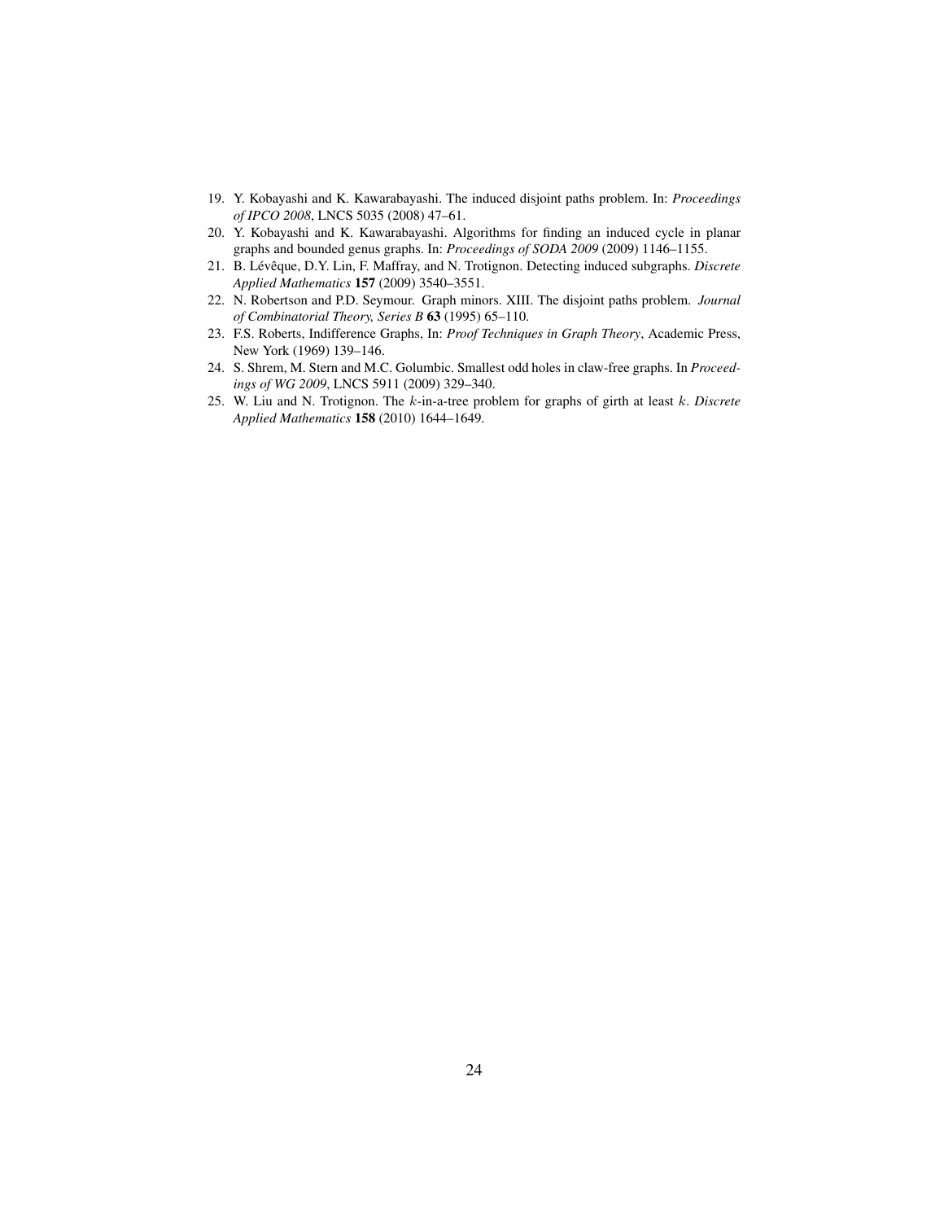19. Y. Kobayashi and K. Kawarabayashi. The induced disjoint paths problem. In: *Proceedings of IPCO 2008*, LNCS 5035 (2008) 47–61.
20. Y. Kobayashi and K. Kawarabayashi. Algorithms for finding an induced cycle in planar graphs and bounded genus graphs. In: *Proceedings of SODA 2009* (2009) 1146–1155.
21. B. Lévêque, D.Y. Lin, F. Maffray, and N. Trotignon. Detecting induced subgraphs. *Discrete Applied Mathematics* **157** (2009) 3540–3551.
22. N. Robertson and P.D. Seymour. Graph minors. XIII. The disjoint paths problem. *Journal of Combinatorial Theory, Series B* **63** (1995) 65–110.
23. F.S. Roberts, Indifference Graphs, In: *Proof Techniques in Graph Theory*, Academic Press, New York (1969) 139–146.
24. S. Shrem, M. Stern and M.C. Golumbic. Smallest odd holes in claw-free graphs. In *Proceedings of WG 2009*, LNCS 5911 (2009) 329–340.
25. W. Liu and N. Trotignon. The $k$-in-a-tree problem for graphs of girth at least $k$. *Discrete Applied Mathematics* **158** (2010) 1644–1649.